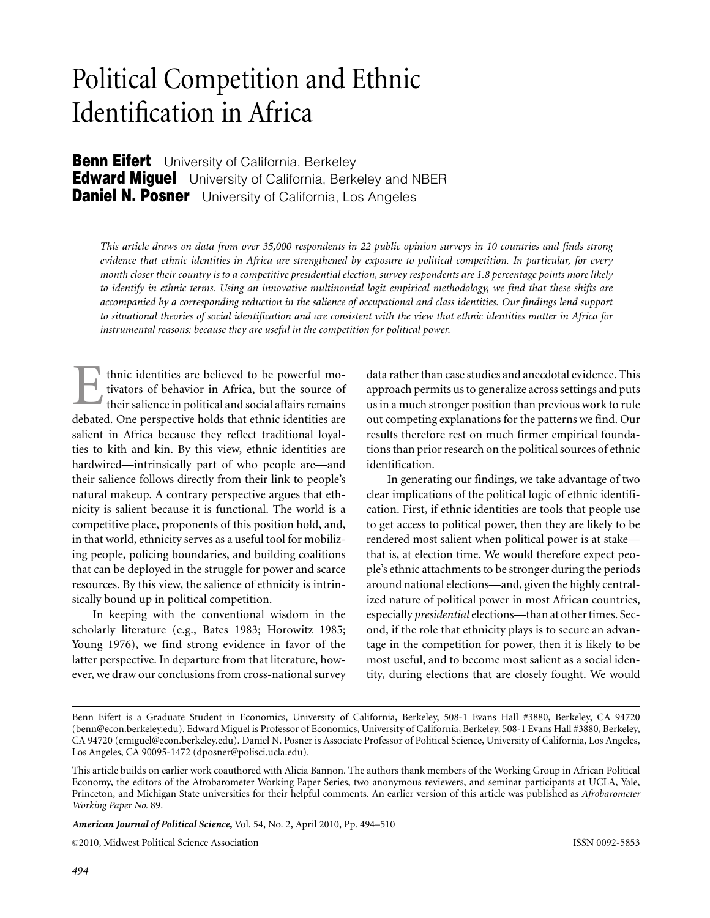# Political Competition and Ethnic Identification in Africa

**Benn Eifert** University of California, Berkeley
**Edward Miguel** University of California, Berkeley and NBER
**Daniel N. Posner** University of California, Los Angeles

*This article draws on data from over 35,000 respondents in 22 public opinion surveys in 10 countries and finds strong evidence that ethnic identities in Africa are strengthened by exposure to political competition. In particular, for every month closer their country is to a competitive presidential election, survey respondents are 1.8 percentage points more likely to identify in ethnic terms. Using an innovative multinomial logit empirical methodology, we find that these shifts are accompanied by a corresponding reduction in the salience of occupational and class identities. Our findings lend support to situational theories of social identification and are consistent with the view that ethnic identities matter in Africa for instrumental reasons: because they are useful in the competition for political power.*

Ethnic identities are believed to be powerful motivators of behavior in Africa, but the source of their salience in political and social affairs remains debated. One perspective holds that ethnic identities are salient in Africa because they reflect traditional loyalties to kith and kin. By this view, ethnic identities are hardwired—intrinsically part of who people are—and their salience follows directly from their link to people's natural makeup. A contrary perspective argues that ethnicity is salient because it is functional. The world is a competitive place, proponents of this position hold, and, in that world, ethnicity serves as a useful tool for mobilizing people, policing boundaries, and building coalitions that can be deployed in the struggle for power and scarce resources. By this view, the salience of ethnicity is intrinsically bound up in political competition.

In keeping with the conventional wisdom in the scholarly literature (e.g., Bates 1983; Horowitz 1985; Young 1976), we find strong evidence in favor of the latter perspective. In departure from that literature, however, we draw our conclusions from cross-national survey data rather than case studies and anecdotal evidence. This approach permits us to generalize across settings and puts us in a much stronger position than previous work to rule out competing explanations for the patterns we find. Our results therefore rest on much firmer empirical foundations than prior research on the political sources of ethnic identification.

In generating our findings, we take advantage of two clear implications of the political logic of ethnic identification. First, if ethnic identities are tools that people use to get access to political power, then they are likely to be rendered most salient when political power is at stake—that is, at election time. We would therefore expect people's ethnic attachments to be stronger during the periods around national elections—and, given the highly centralized nature of political power in most African countries, especially *presidential* elections—than at other times. Second, if the role that ethnicity plays is to secure an advantage in the competition for power, then it is likely to be most useful, and to become most salient as a social identity, during elections that are closely fought. We would

---

Benn Eifert is a Graduate Student in Economics, University of California, Berkeley, 508-1 Evans Hall #3880, Berkeley, CA 94720 (benn@econ.berkeley.edu). Edward Miguel is Professor of Economics, University of California, Berkeley, 508-1 Evans Hall #3880, Berkeley, CA 94720 (emiguel@econ.berkeley.edu). Daniel N. Posner is Associate Professor of Political Science, University of California, Los Angeles, Los Angeles, CA 90095-1472 (dposner@polisci.ucla.edu).

This article builds on earlier work coauthored with Alicia Bannon. The authors thank members of the Working Group in African Political Economy, the editors of the Afrobarometer Working Paper Series, two anonymous reviewers, and seminar participants at UCLA, Yale, Princeton, and Michigan State universities for their helpful comments. An earlier version of this article was published as *Afrobarometer Working Paper No.* 89.

***American Journal of Political Science,*** Vol. 54, No. 2, April 2010, Pp. 494–510

©2010, Midwest Political Science Association ISSN 0092-5853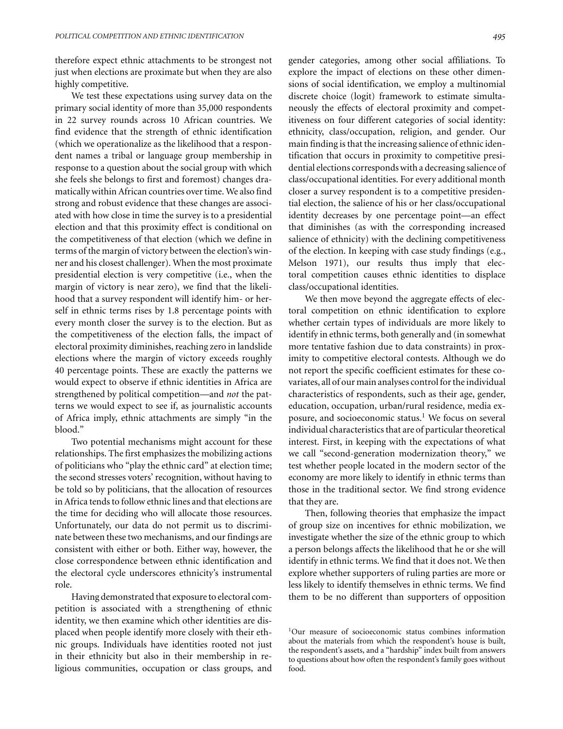therefore expect ethnic attachments to be strongest not just when elections are proximate but when they are also highly competitive.

We test these expectations using survey data on the primary social identity of more than 35,000 respondents in 22 survey rounds across 10 African countries. We find evidence that the strength of ethnic identification (which we operationalize as the likelihood that a respondent names a tribal or language group membership in response to a question about the social group with which she feels she belongs to first and foremost) changes dramatically within African countries over time. We also find strong and robust evidence that these changes are associated with how close in time the survey is to a presidential election and that this proximity effect is conditional on the competitiveness of that election (which we define in terms of the margin of victory between the election's winner and his closest challenger). When the most proximate presidential election is very competitive (i.e., when the margin of victory is near zero), we find that the likelihood that a survey respondent will identify him- or herself in ethnic terms rises by 1.8 percentage points with every month closer the survey is to the election. But as the competitiveness of the election falls, the impact of electoral proximity diminishes, reaching zero in landslide elections where the margin of victory exceeds roughly 40 percentage points. These are exactly the patterns we would expect to observe if ethnic identities in Africa are strengthened by political competition—and *not* the patterns we would expect to see if, as journalistic accounts of Africa imply, ethnic attachments are simply "in the blood."

Two potential mechanisms might account for these relationships. The first emphasizes the mobilizing actions of politicians who "play the ethnic card" at election time; the second stresses voters' recognition, without having to be told so by politicians, that the allocation of resources in Africa tends to follow ethnic lines and that elections are the time for deciding who will allocate those resources. Unfortunately, our data do not permit us to discriminate between these two mechanisms, and our findings are consistent with either or both. Either way, however, the close correspondence between ethnic identification and the electoral cycle underscores ethnicity's instrumental role.

Having demonstrated that exposure to electoral competition is associated with a strengthening of ethnic identity, we then examine which other identities are displaced when people identify more closely with their ethnic groups. Individuals have identities rooted not just in their ethnicity but also in their membership in religious communities, occupation or class groups, and gender categories, among other social affiliations. To explore the impact of elections on these other dimensions of social identification, we employ a multinomial discrete choice (logit) framework to estimate simultaneously the effects of electoral proximity and competitiveness on four different categories of social identity: ethnicity, class/occupation, religion, and gender. Our main finding is that the increasing salience of ethnic identification that occurs in proximity to competitive presidential elections corresponds with a decreasing salience of class/occupational identities. For every additional month closer a survey respondent is to a competitive presidential election, the salience of his or her class/occupational identity decreases by one percentage point—an effect that diminishes (as with the corresponding increased salience of ethnicity) with the declining competitiveness of the election. In keeping with case study findings (e.g., Melson 1971), our results thus imply that electoral competition causes ethnic identities to displace class/occupational identities.

We then move beyond the aggregate effects of electoral competition on ethnic identification to explore whether certain types of individuals are more likely to identify in ethnic terms, both generally and (in somewhat more tentative fashion due to data constraints) in proximity to competitive electoral contests. Although we do not report the specific coefficient estimates for these covariates, all of our main analyses control for the individual characteristics of respondents, such as their age, gender, education, occupation, urban/rural residence, media exposure, and socioeconomic status.[1] We focus on several individual characteristics that are of particular theoretical interest. First, in keeping with the expectations of what we call "second-generation modernization theory," we test whether people located in the modern sector of the economy are more likely to identify in ethnic terms than those in the traditional sector. We find strong evidence that they are.

Then, following theories that emphasize the impact of group size on incentives for ethnic mobilization, we investigate whether the size of the ethnic group to which a person belongs affects the likelihood that he or she will identify in ethnic terms. We find that it does not. We then explore whether supporters of ruling parties are more or less likely to identify themselves in ethnic terms. We find them to be no different than supporters of opposition

[1] Our measure of socioeconomic status combines information about the materials from which the respondent's house is built, the respondent's assets, and a "hardship" index built from answers to questions about how often the respondent's family goes without food.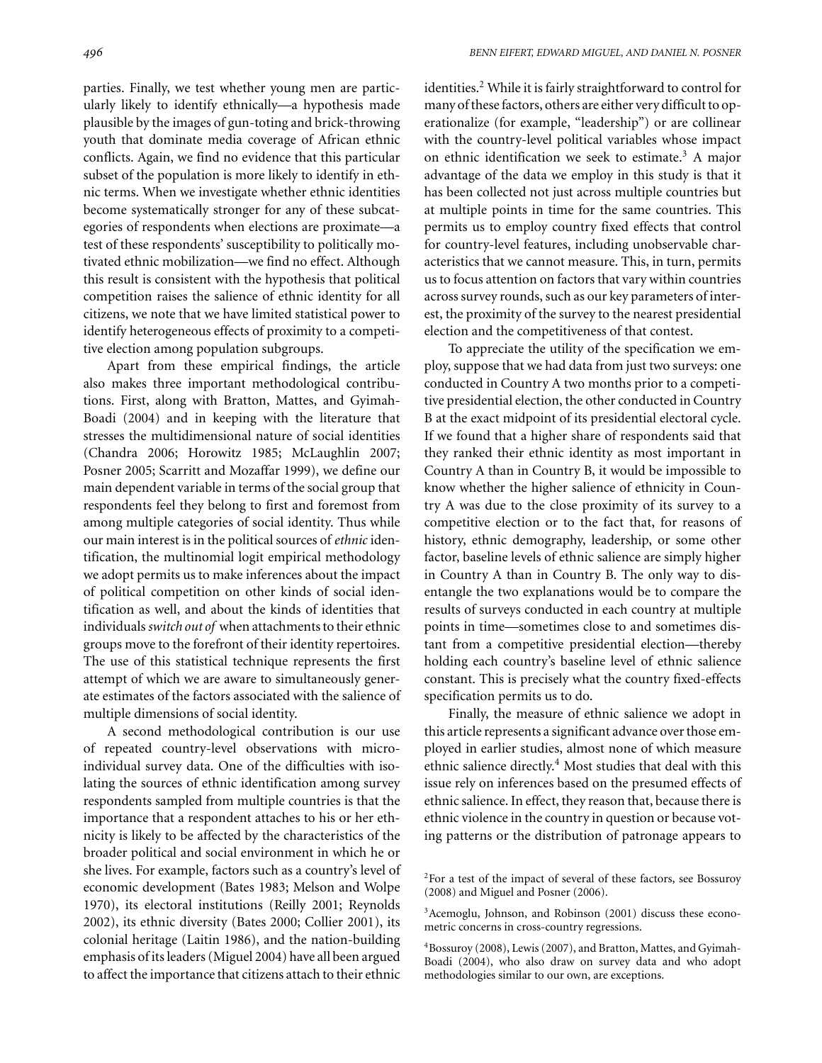parties. Finally, we test whether young men are particularly likely to identify ethnically—a hypothesis made plausible by the images of gun-toting and brick-throwing youth that dominate media coverage of African ethnic conflicts. Again, we find no evidence that this particular subset of the population is more likely to identify in ethnic terms. When we investigate whether ethnic identities become systematically stronger for any of these subcategories of respondents when elections are proximate—a test of these respondents' susceptibility to politically motivated ethnic mobilization—we find no effect. Although this result is consistent with the hypothesis that political competition raises the salience of ethnic identity for all citizens, we note that we have limited statistical power to identify heterogeneous effects of proximity to a competitive election among population subgroups.

Apart from these empirical findings, the article also makes three important methodological contributions. First, along with Bratton, Mattes, and Gyimah-Boadi (2004) and in keeping with the literature that stresses the multidimensional nature of social identities (Chandra 2006; Horowitz 1985; McLaughlin 2007; Posner 2005; Scarritt and Mozaffar 1999), we define our main dependent variable in terms of the social group that respondents feel they belong to first and foremost from among multiple categories of social identity. Thus while our main interest is in the political sources of *ethnic* identification, the multinomial logit empirical methodology we adopt permits us to make inferences about the impact of political competition on other kinds of social identification as well, and about the kinds of identities that individuals *switch out of* when attachments to their ethnic groups move to the forefront of their identity repertoires. The use of this statistical technique represents the first attempt of which we are aware to simultaneously generate estimates of the factors associated with the salience of multiple dimensions of social identity.

A second methodological contribution is our use of repeated country-level observations with micro-individual survey data. One of the difficulties with isolating the sources of ethnic identification among survey respondents sampled from multiple countries is that the importance that a respondent attaches to his or her ethnicity is likely to be affected by the characteristics of the broader political and social environment in which he or she lives. For example, factors such as a country's level of economic development (Bates 1983; Melson and Wolpe 1970), its electoral institutions (Reilly 2001; Reynolds 2002), its ethnic diversity (Bates 2000; Collier 2001), its colonial heritage (Laitin 1986), and the nation-building emphasis of its leaders (Miguel 2004) have all been argued to affect the importance that citizens attach to their ethnic identities.[2] While it is fairly straightforward to control for many of these factors, others are either very difficult to operationalize (for example, "leadership") or are collinear with the country-level political variables whose impact on ethnic identification we seek to estimate.[3] A major advantage of the data we employ in this study is that it has been collected not just across multiple countries but at multiple points in time for the same countries. This permits us to employ country fixed effects that control for country-level features, including unobservable characteristics that we cannot measure. This, in turn, permits us to focus attention on factors that vary within countries across survey rounds, such as our key parameters of interest, the proximity of the survey to the nearest presidential election and the competitiveness of that contest.

To appreciate the utility of the specification we employ, suppose that we had data from just two surveys: one conducted in Country A two months prior to a competitive presidential election, the other conducted in Country B at the exact midpoint of its presidential electoral cycle. If we found that a higher share of respondents said that they ranked their ethnic identity as most important in Country A than in Country B, it would be impossible to know whether the higher salience of ethnicity in Country A was due to the close proximity of its survey to a competitive election or to the fact that, for reasons of history, ethnic demography, leadership, or some other factor, baseline levels of ethnic salience are simply higher in Country A than in Country B. The only way to disentangle the two explanations would be to compare the results of surveys conducted in each country at multiple points in time—sometimes close to and sometimes distant from a competitive presidential election—thereby holding each country's baseline level of ethnic salience constant. This is precisely what the country fixed-effects specification permits us to do.

Finally, the measure of ethnic salience we adopt in this article represents a significant advance over those employed in earlier studies, almost none of which measure ethnic salience directly.[4] Most studies that deal with this issue rely on inferences based on the presumed effects of ethnic salience. In effect, they reason that, because there is ethnic violence in the country in question or because voting patterns or the distribution of patronage appears to

[2]For a test of the impact of several of these factors, see Bossuroy (2008) and Miguel and Posner (2006).

[3]Acemoglu, Johnson, and Robinson (2001) discuss these econometric concerns in cross-country regressions.

[4]Bossuroy (2008), Lewis (2007), and Bratton, Mattes, and Gyimah-Boadi (2004), who also draw on survey data and who adopt methodologies similar to our own, are exceptions.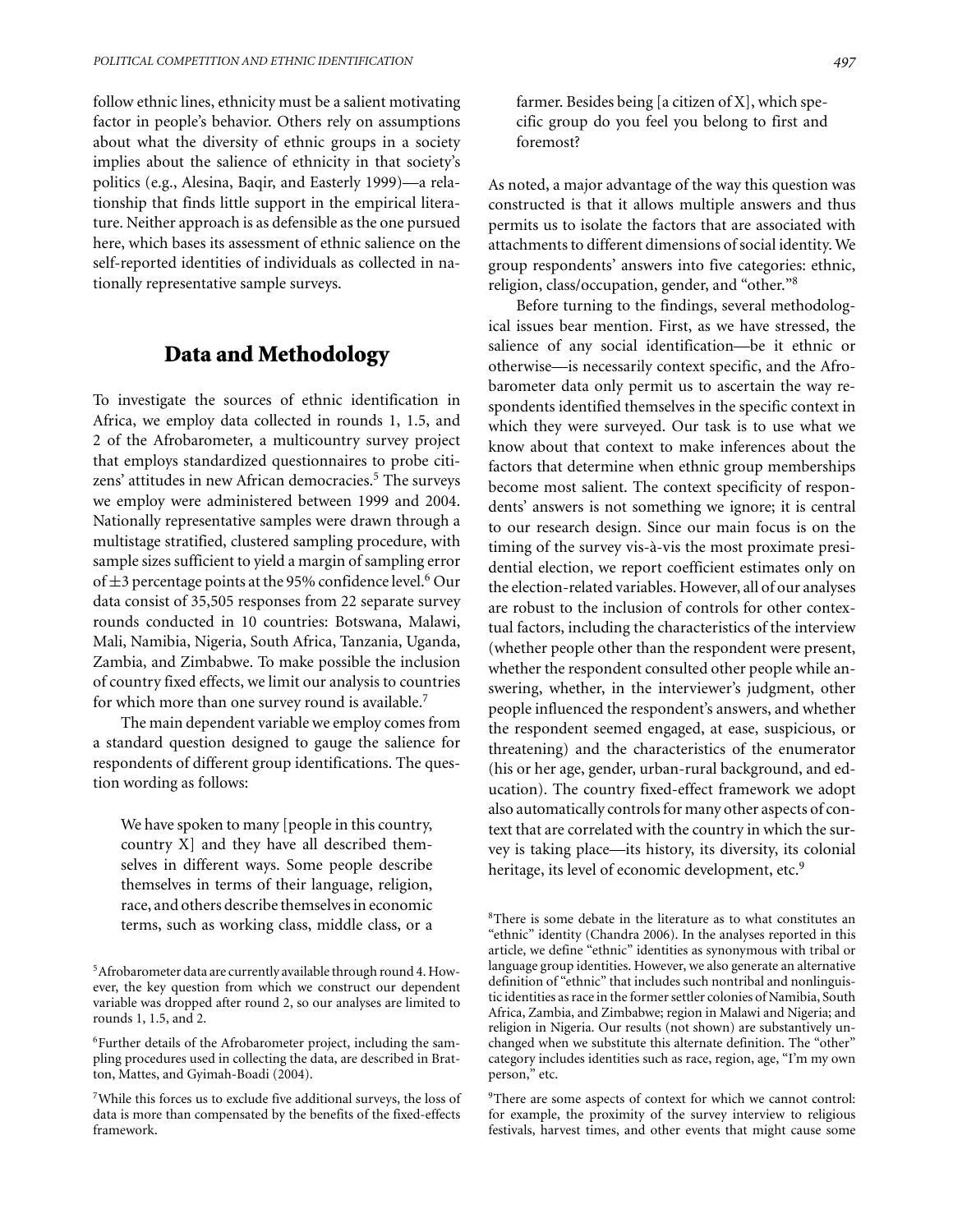follow ethnic lines, ethnicity must be a salient motivating factor in people's behavior. Others rely on assumptions about what the diversity of ethnic groups in a society implies about the salience of ethnicity in that society's politics (e.g., Alesina, Baqir, and Easterly 1999)—a relationship that finds little support in the empirical literature. Neither approach is as defensible as the one pursued here, which bases its assessment of ethnic salience on the self-reported identities of individuals as collected in nationally representative sample surveys.

## Data and Methodology

To investigate the sources of ethnic identification in Africa, we employ data collected in rounds 1, 1.5, and 2 of the Afrobarometer, a multicountry survey project that employs standardized questionnaires to probe citizens' attitudes in new African democracies.[5] The surveys we employ were administered between 1999 and 2004. Nationally representative samples were drawn through a multistage stratified, clustered sampling procedure, with sample sizes sufficient to yield a margin of sampling error of $\pm 3$ percentage points at the 95% confidence level.[6] Our data consist of 35,505 responses from 22 separate survey rounds conducted in 10 countries: Botswana, Malawi, Mali, Namibia, Nigeria, South Africa, Tanzania, Uganda, Zambia, and Zimbabwe. To make possible the inclusion of country fixed effects, we limit our analysis to countries for which more than one survey round is available.[7]

The main dependent variable we employ comes from a standard question designed to gauge the salience for respondents of different group identifications. The question wording as follows:

> We have spoken to many [people in this country, country X] and they have all described themselves in different ways. Some people describe themselves in terms of their language, religion, race, and others describe themselves in economic terms, such as working class, middle class, or a farmer. Besides being [a citizen of X], which specific group do you feel you belong to first and foremost?

As noted, a major advantage of the way this question was constructed is that it allows multiple answers and thus permits us to isolate the factors that are associated with attachments to different dimensions of social identity. We group respondents' answers into five categories: ethnic, religion, class/occupation, gender, and "other."[8]

Before turning to the findings, several methodological issues bear mention. First, as we have stressed, the salience of any social identification—be it ethnic or otherwise—is necessarily context specific, and the Afrobarometer data only permit us to ascertain the way respondents identified themselves in the specific context in which they were surveyed. Our task is to use what we know about that context to make inferences about the factors that determine when ethnic group memberships become most salient. The context specificity of respondents' answers is not something we ignore; it is central to our research design. Since our main focus is on the timing of the survey vis-à-vis the most proximate presidential election, we report coefficient estimates only on the election-related variables. However, all of our analyses are robust to the inclusion of controls for other contextual factors, including the characteristics of the interview (whether people other than the respondent were present, whether the respondent consulted other people while answering, whether, in the interviewer's judgment, other people influenced the respondent's answers, and whether the respondent seemed engaged, at ease, suspicious, or threatening) and the characteristics of the enumerator (his or her age, gender, urban-rural background, and education). The country fixed-effect framework we adopt also automatically controls for many other aspects of context that are correlated with the country in which the survey is taking place—its history, its diversity, its colonial heritage, its level of economic development, etc.[9]

[5] Afrobarometer data are currently available through round 4. However, the key question from which we construct our dependent variable was dropped after round 2, so our analyses are limited to rounds 1, 1.5, and 2.

[6] Further details of the Afrobarometer project, including the sampling procedures used in collecting the data, are described in Bratton, Mattes, and Gyimah-Boadi (2004).

[7] While this forces us to exclude five additional surveys, the loss of data is more than compensated by the benefits of the fixed-effects framework.

[8] There is some debate in the literature as to what constitutes an "ethnic" identity (Chandra 2006). In the analyses reported in this article, we define "ethnic" identities as synonymous with tribal or language group identities. However, we also generate an alternative definition of "ethnic" that includes such nontribal and nonlinguistic identities as race in the former settler colonies of Namibia, South Africa, Zambia, and Zimbabwe; region in Malawi and Nigeria; and religion in Nigeria. Our results (not shown) are substantively unchanged when we substitute this alternate definition. The "other" category includes identities such as race, region, age, "I'm my own person," etc.

[9] There are some aspects of context for which we cannot control: for example, the proximity of the survey interview to religious festivals, harvest times, and other events that might cause some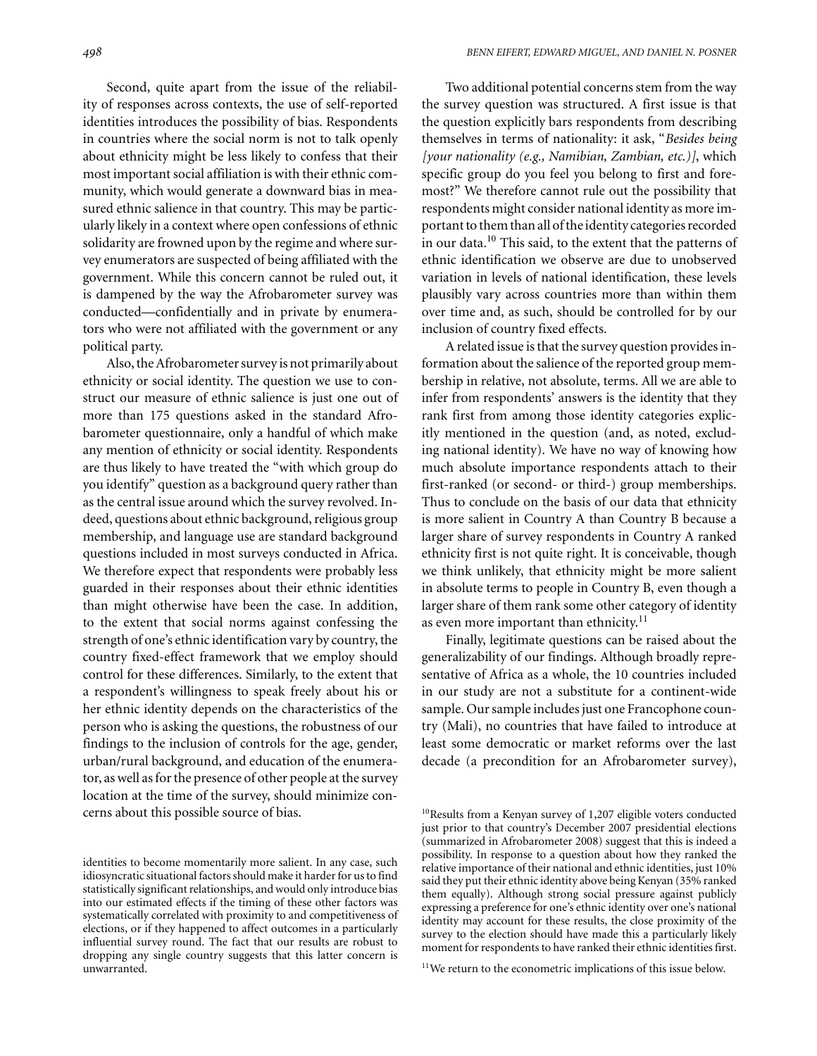Second, quite apart from the issue of the reliability of responses across contexts, the use of self-reported identities introduces the possibility of bias. Respondents in countries where the social norm is not to talk openly about ethnicity might be less likely to confess that their most important social affiliation is with their ethnic community, which would generate a downward bias in measured ethnic salience in that country. This may be particularly likely in a context where open confessions of ethnic solidarity are frowned upon by the regime and where survey enumerators are suspected of being affiliated with the government. While this concern cannot be ruled out, it is dampened by the way the Afrobarometer survey was conducted—confidentially and in private by enumerators who were not affiliated with the government or any political party.

Also, the Afrobarometer survey is not primarily about ethnicity or social identity. The question we use to construct our measure of ethnic salience is just one out of more than 175 questions asked in the standard Afrobarometer questionnaire, only a handful of which make any mention of ethnicity or social identity. Respondents are thus likely to have treated the "with which group do you identify" question as a background query rather than as the central issue around which the survey revolved. Indeed, questions about ethnic background, religious group membership, and language use are standard background questions included in most surveys conducted in Africa. We therefore expect that respondents were probably less guarded in their responses about their ethnic identities than might otherwise have been the case. In addition, to the extent that social norms against confessing the strength of one's ethnic identification vary by country, the country fixed-effect framework that we employ should control for these differences. Similarly, to the extent that a respondent's willingness to speak freely about his or her ethnic identity depends on the characteristics of the person who is asking the questions, the robustness of our findings to the inclusion of controls for the age, gender, urban/rural background, and education of the enumerator, as well as for the presence of other people at the survey location at the time of the survey, should minimize concerns about this possible source of bias.

identities to become momentarily more salient. In any case, such idiosyncratic situational factors should make it harder for us to find statistically significant relationships, and would only introduce bias into our estimated effects if the timing of these other factors was systematically correlated with proximity to and competitiveness of elections, or if they happened to affect outcomes in a particularly influential survey round. The fact that our results are robust to dropping any single country suggests that this latter concern is unwarranted.

Two additional potential concerns stem from the way the survey question was structured. A first issue is that the survey question explicitly bars respondents from describing themselves in terms of nationality: it asks, "*Besides being [your nationality (e.g., Namibian, Zambian, etc.)]*, which specific group do you feel you belong to first and foremost?" We therefore cannot rule out the possibility that respondents might consider national identity as more important to them than all of the identity categories recorded in our data.[10] This said, to the extent that the patterns of ethnic identification we observe are due to unobserved variation in levels of national identification, these levels plausibly vary across countries more than within them over time and, as such, should be controlled for by our inclusion of country fixed effects.

A related issue is that the survey question provides information about the salience of the reported group membership in relative, not absolute, terms. All we are able to infer from respondents' answers is the identity that they rank first from among those identity categories explicitly mentioned in the question (and, as noted, excluding national identity). We have no way of knowing how much absolute importance respondents attach to their first-ranked (or second- or third-) group memberships. Thus to conclude on the basis of our data that ethnicity is more salient in Country A than Country B because a larger share of survey respondents in Country A ranked ethnicity first is not quite right. It is conceivable, though we think unlikely, that ethnicity might be more salient in absolute terms to people in Country B, even though a larger share of them rank some other category of identity as even more important than ethnicity.[11]

Finally, legitimate questions can be raised about the generalizability of our findings. Although broadly representative of Africa as a whole, the 10 countries included in our study are not a substitute for a continent-wide sample. Our sample includes just one Francophone country (Mali), no countries that have failed to introduce at least some democratic or market reforms over the last decade (a precondition for an Afrobarometer survey),

[10]Results from a Kenyan survey of 1,207 eligible voters conducted just prior to that country's December 2007 presidential elections (summarized in Afrobarometer 2008) suggest that this is indeed a possibility. In response to a question about how they ranked the relative importance of their national and ethnic identities, just 10% said they put their ethnic identity above being Kenyan (35% ranked them equally). Although strong social pressure against publicly expressing a preference for one's ethnic identity over one's national identity may account for these results, the close proximity of the survey to the election should have made this a particularly likely moment for respondents to have ranked their ethnic identities first.

[11]We return to the econometric implications of this issue below.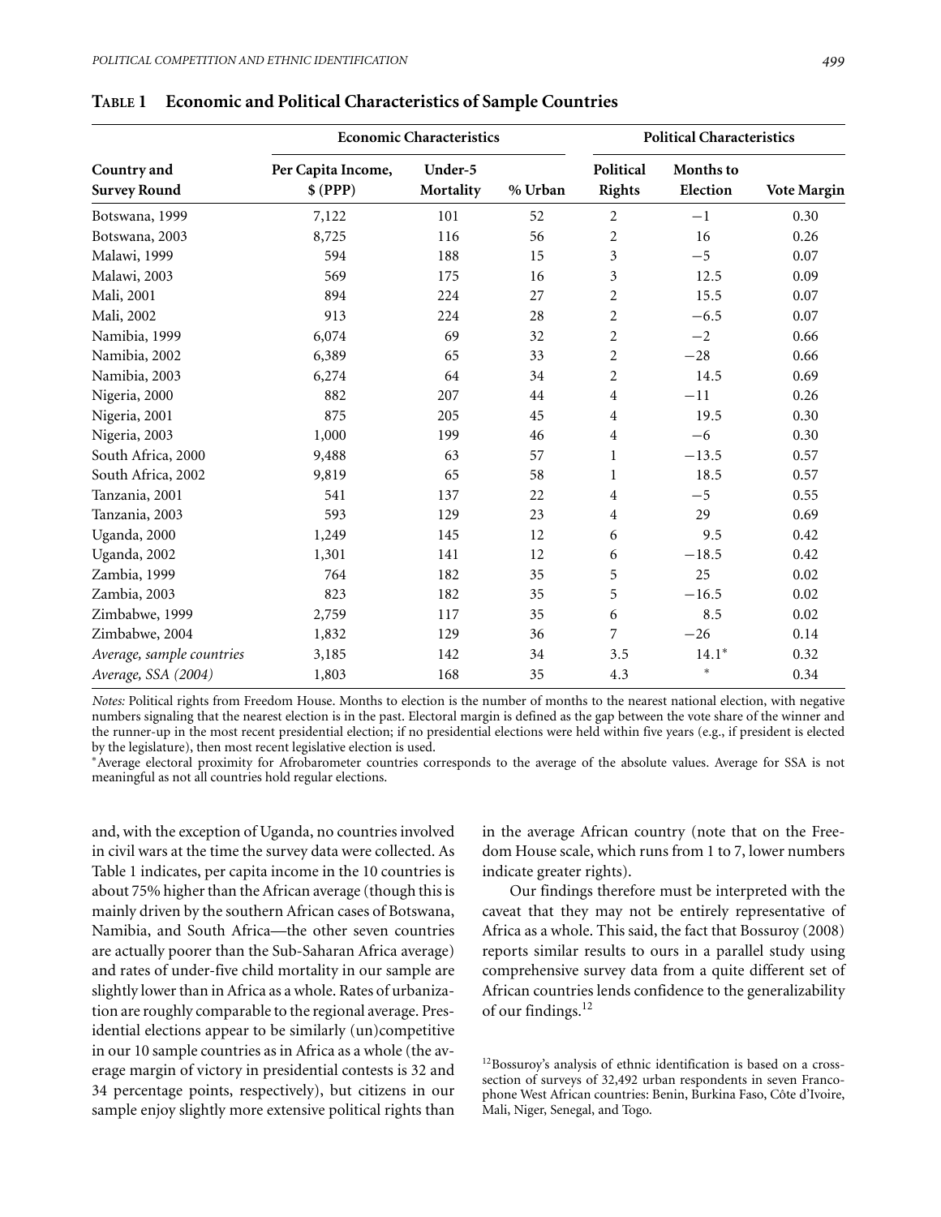**TABLE 1 Economic and Political Characteristics of Sample Countries**

| Country and Survey Round | Economic Characteristics | | | Political Characteristics | | |
|---|---|---|---|---|---|---|
| | Per Capita Income, $ (PPP) | Under-5 Mortality | % Urban | Political Rights | Months to Election | Vote Margin |
| Botswana, 1999 | 7,122 | 101 | 52 | 2 | −1 | 0.30 |
| Botswana, 2003 | 8,725 | 116 | 56 | 2 | 16 | 0.26 |
| Malawi, 1999 | 594 | 188 | 15 | 3 | −5 | 0.07 |
| Malawi, 2003 | 569 | 175 | 16 | 3 | 12.5 | 0.09 |
| Mali, 2001 | 894 | 224 | 27 | 2 | 15.5 | 0.07 |
| Mali, 2002 | 913 | 224 | 28 | 2 | −6.5 | 0.07 |
| Namibia, 1999 | 6,074 | 69 | 32 | 2 | −2 | 0.66 |
| Namibia, 2002 | 6,389 | 65 | 33 | 2 | −28 | 0.66 |
| Namibia, 2003 | 6,274 | 64 | 34 | 2 | 14.5 | 0.69 |
| Nigeria, 2000 | 882 | 207 | 44 | 4 | −11 | 0.26 |
| Nigeria, 2001 | 875 | 205 | 45 | 4 | 19.5 | 0.30 |
| Nigeria, 2003 | 1,000 | 199 | 46 | 4 | −6 | 0.30 |
| South Africa, 2000 | 9,488 | 63 | 57 | 1 | −13.5 | 0.57 |
| South Africa, 2002 | 9,819 | 65 | 58 | 1 | 18.5 | 0.57 |
| Tanzania, 2001 | 541 | 137 | 22 | 4 | −5 | 0.55 |
| Tanzania, 2003 | 593 | 129 | 23 | 4 | 29 | 0.69 |
| Uganda, 2000 | 1,249 | 145 | 12 | 6 | 9.5 | 0.42 |
| Uganda, 2002 | 1,301 | 141 | 12 | 6 | −18.5 | 0.42 |
| Zambia, 1999 | 764 | 182 | 35 | 5 | 25 | 0.02 |
| Zambia, 2003 | 823 | 182 | 35 | 5 | −16.5 | 0.02 |
| Zimbabwe, 1999 | 2,759 | 117 | 35 | 6 | 8.5 | 0.02 |
| Zimbabwe, 2004 | 1,832 | 129 | 36 | 7 | −26 | 0.14 |
| *Average, sample countries* | 3,185 | 142 | 34 | 3.5 | 14.1* | 0.32 |
| *Average, SSA (2004)* | 1,803 | 168 | 35 | 4.3 | * | 0.34 |

*Notes:* Political rights from Freedom House. Months to election is the number of months to the nearest national election, with negative numbers signaling that the nearest election is in the past. Electoral margin is defined as the gap between the vote share of the winner and the runner-up in the most recent presidential election; if no presidential elections were held within five years (e.g., if president is elected by the legislature), then most recent legislative election is used.

*Average electoral proximity for Afrobarometer countries corresponds to the average of the absolute values. Average for SSA is not meaningful as not all countries hold regular elections.

and, with the exception of Uganda, no countries involved in civil wars at the time the survey data were collected. As Table 1 indicates, per capita income in the 10 countries is about 75% higher than the African average (though this is mainly driven by the southern African cases of Botswana, Namibia, and South Africa—the other seven countries are actually poorer than the Sub-Saharan Africa average) and rates of under-five child mortality in our sample are slightly lower than in Africa as a whole. Rates of urbanization are roughly comparable to the regional average. Presidential elections appear to be similarly (un)competitive in our 10 sample countries as in Africa as a whole (the average margin of victory in presidential contests is 32 and 34 percentage points, respectively), but citizens in our sample enjoy slightly more extensive political rights than in the average African country (note that on the Freedom House scale, which runs from 1 to 7, lower numbers indicate greater rights).

Our findings therefore must be interpreted with the caveat that they may not be entirely representative of Africa as a whole. This said, the fact that Bossuroy (2008) reports similar results to ours in a parallel study using comprehensive survey data from a quite different set of African countries lends confidence to the generalizability of our findings.[12]

[12]Bossuroy's analysis of ethnic identification is based on a cross-section of surveys of 32,492 urban respondents in seven Francophone West African countries: Benin, Burkina Faso, Côte d'Ivoire, Mali, Niger, Senegal, and Togo.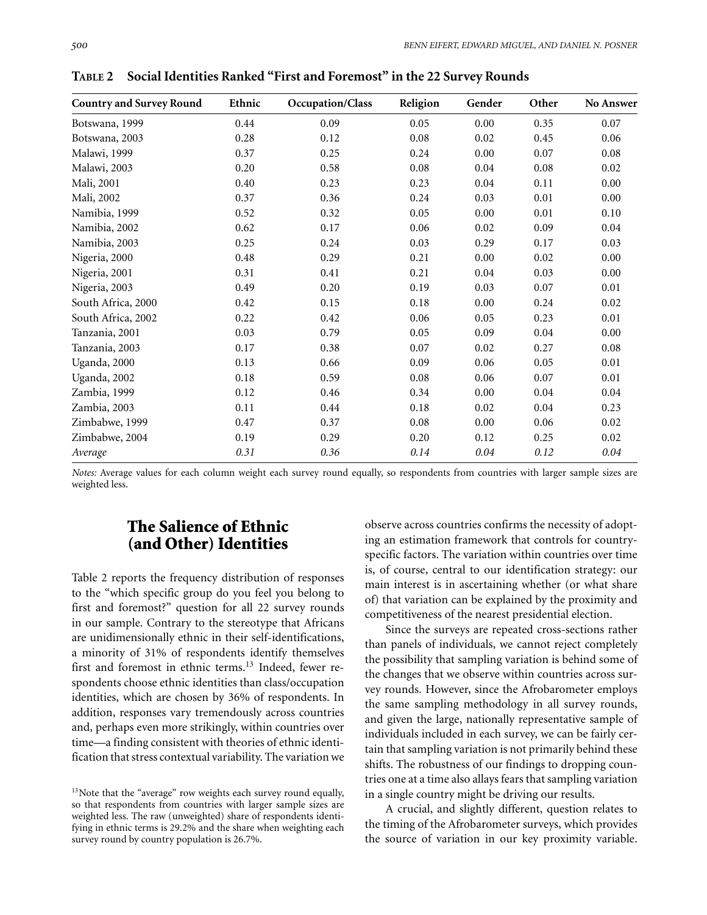**Table 2 Social Identities Ranked "First and Foremost" in the 22 Survey Rounds**

| Country and Survey Round | Ethnic | Occupation/Class | Religion | Gender | Other | No Answer |
|---|---|---|---|---|---|---|
| Botswana, 1999 | 0.44 | 0.09 | 0.05 | 0.00 | 0.35 | 0.07 |
| Botswana, 2003 | 0.28 | 0.12 | 0.08 | 0.02 | 0.45 | 0.06 |
| Malawi, 1999 | 0.37 | 0.25 | 0.24 | 0.00 | 0.07 | 0.08 |
| Malawi, 2003 | 0.20 | 0.58 | 0.08 | 0.04 | 0.08 | 0.02 |
| Mali, 2001 | 0.40 | 0.23 | 0.23 | 0.04 | 0.11 | 0.00 |
| Mali, 2002 | 0.37 | 0.36 | 0.24 | 0.03 | 0.01 | 0.00 |
| Namibia, 1999 | 0.52 | 0.32 | 0.05 | 0.00 | 0.01 | 0.10 |
| Namibia, 2002 | 0.62 | 0.17 | 0.06 | 0.02 | 0.09 | 0.04 |
| Namibia, 2003 | 0.25 | 0.24 | 0.03 | 0.29 | 0.17 | 0.03 |
| Nigeria, 2000 | 0.48 | 0.29 | 0.21 | 0.00 | 0.02 | 0.00 |
| Nigeria, 2001 | 0.31 | 0.41 | 0.21 | 0.04 | 0.03 | 0.00 |
| Nigeria, 2003 | 0.49 | 0.20 | 0.19 | 0.03 | 0.07 | 0.01 |
| South Africa, 2000 | 0.42 | 0.15 | 0.18 | 0.00 | 0.24 | 0.02 |
| South Africa, 2002 | 0.22 | 0.42 | 0.06 | 0.05 | 0.23 | 0.01 |
| Tanzania, 2001 | 0.03 | 0.79 | 0.05 | 0.09 | 0.04 | 0.00 |
| Tanzania, 2003 | 0.17 | 0.38 | 0.07 | 0.02 | 0.27 | 0.08 |
| Uganda, 2000 | 0.13 | 0.66 | 0.09 | 0.06 | 0.05 | 0.01 |
| Uganda, 2002 | 0.18 | 0.59 | 0.08 | 0.06 | 0.07 | 0.01 |
| Zambia, 1999 | 0.12 | 0.46 | 0.34 | 0.00 | 0.04 | 0.04 |
| Zambia, 2003 | 0.11 | 0.44 | 0.18 | 0.02 | 0.04 | 0.23 |
| Zimbabwe, 1999 | 0.47 | 0.37 | 0.08 | 0.00 | 0.06 | 0.02 |
| Zimbabwe, 2004 | 0.19 | 0.29 | 0.20 | 0.12 | 0.25 | 0.02 |
| *Average* | *0.31* | *0.36* | *0.14* | *0.04* | *0.12* | *0.04* |

*Notes:* Average values for each column weight each survey round equally, so respondents from countries with larger sample sizes are weighted less.

## The Salience of Ethnic (and Other) Identities

Table 2 reports the frequency distribution of responses to the "which specific group do you feel you belong to first and foremost?" question for all 22 survey rounds in our sample. Contrary to the stereotype that Africans are unidimensionally ethnic in their self-identifications, a minority of 31% of respondents identify themselves first and foremost in ethnic terms.[13] Indeed, fewer respondents choose ethnic identities than class/occupation identities, which are chosen by 36% of respondents. In addition, responses vary tremendously across countries and, perhaps even more strikingly, within countries over time—a finding consistent with theories of ethnic identification that stress contextual variability. The variation we observe across countries confirms the necessity of adopting an estimation framework that controls for country-specific factors. The variation within countries over time is, of course, central to our identification strategy: our main interest is in ascertaining whether (or what share of) that variation can be explained by the proximity and competitiveness of the nearest presidential election.

Since the surveys are repeated cross-sections rather than panels of individuals, we cannot reject completely the possibility that sampling variation is behind some of the changes that we observe within countries across survey rounds. However, since the Afrobarometer employs the same sampling methodology in all survey rounds, and given the large, nationally representative sample of individuals included in each survey, we can be fairly certain that sampling variation is not primarily behind these shifts. The robustness of our findings to dropping countries one at a time also allays fears that sampling variation in a single country might be driving our results.

A crucial, and slightly different, question relates to the timing of the Afrobarometer surveys, which provides the source of variation in our key proximity variable.

[13] Note that the "average" row weights each survey round equally, so that respondents from countries with larger sample sizes are weighted less. The raw (unweighted) share of respondents identifying in ethnic terms is 29.2% and the share when weighting each survey round by country population is 26.7%.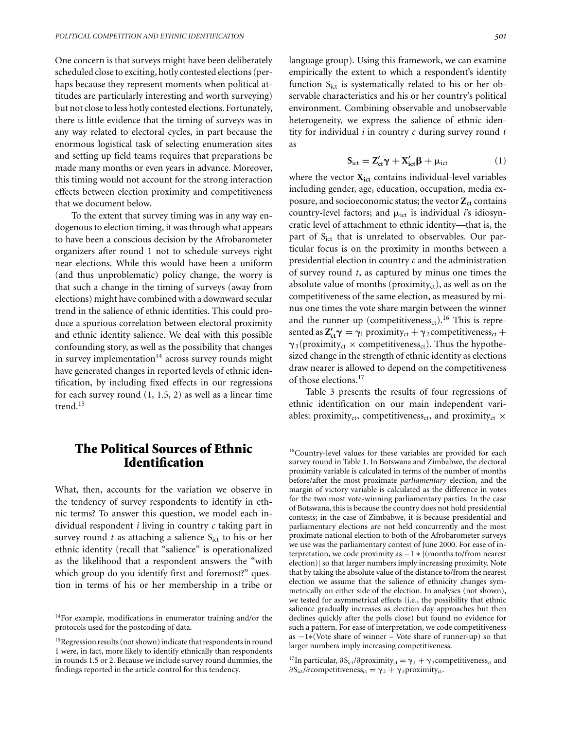One concern is that surveys might have been deliberately scheduled close to exciting, hotly contested elections (perhaps because they represent moments when political attitudes are particularly interesting and worth surveying) but not close to less hotly contested elections. Fortunately, there is little evidence that the timing of surveys was in any way related to electoral cycles, in part because the enormous logistical task of selecting enumeration sites and setting up field teams requires that preparations be made many months or even years in advance. Moreover, this timing would not account for the strong interaction effects between election proximity and competitiveness that we document below.

To the extent that survey timing was in any way endogenous to election timing, it was through what appears to have been a conscious decision by the Afrobarometer organizers after round 1 not to schedule surveys right near elections. While this would have been a uniform (and thus unproblematic) policy change, the worry is that such a change in the timing of surveys (away from elections) might have combined with a downward secular trend in the salience of ethnic identities. This could produce a spurious correlation between electoral proximity and ethnic identity salience. We deal with this possible confounding story, as well as the possibility that changes in survey implementation[14] across survey rounds might have generated changes in reported levels of ethnic identification, by including fixed effects in our regressions for each survey round (1, 1.5, 2) as well as a linear time trend.[15]

## The Political Sources of Ethnic Identification

What, then, accounts for the variation we observe in the tendency of survey respondents to identify in ethnic terms? To answer this question, we model each individual respondent $i$ living in country $c$ taking part in survey round $t$ as attaching a salience $S_{ict}$ to his or her ethnic identity (recall that "salience" is operationalized as the likelihood that a respondent answers the "with which group do you identify first and foremost?" question in terms of his or her membership in a tribe or language group). Using this framework, we can examine empirically the extent to which a respondent's identity function $S_{ict}$ is systematically related to his or her observable characteristics and his or her country's political environment. Combining observable and unobservable heterogeneity, we express the salience of ethnic identity for individual $i$ in country $c$ during survey round $t$ as

$$\mathbf{S}_{ict} = \mathbf{Z}'_{ct}\boldsymbol{\gamma} + \mathbf{X}'_{ict}\boldsymbol{\beta} + \mu_{ict} \tag{1}$$

where the vector $\mathbf{X}_{ict}$ contains individual-level variables including gender, age, education, occupation, media exposure, and socioeconomic status; the vector $\mathbf{Z}_{ct}$ contains country-level factors; and $\mu_{ict}$ is individual $i$'s idiosyncratic level of attachment to ethnic identity—that is, the part of $S_{ict}$ that is unrelated to observables. Our particular focus is on the proximity in months between a presidential election in country $c$ and the administration of survey round $t$, as captured by minus one times the absolute value of months ($\text{proximity}_{ct}$), as well as on the competitiveness of the same election, as measured by minus one times the vote share margin between the winner and the runner-up ($\text{competitiveness}_{ct}$).[16] This is represented as $\mathbf{Z}'_{ct}\boldsymbol{\gamma} = \gamma_1\,\text{proximity}_{ct} + \gamma_2\text{competitiveness}_{ct} + \gamma_3(\text{proximity}_{ct} \times \text{competitiveness}_{ct})$. Thus the hypothesized change in the strength of ethnic identity as elections draw nearer is allowed to depend on the competitiveness of those elections.[17]

Table 3 presents the results of four regressions of ethnic identification on our main independent variables: $\text{proximity}_{ct}$, $\text{competitiveness}_{ct}$, and $\text{proximity}_{ct}$ ×

[14]For example, modifications in enumerator training and/or the protocols used for the postcoding of data.

[15]Regression results (not shown) indicate that respondents in round 1 were, in fact, more likely to identify ethnically than respondents in rounds 1.5 or 2. Because we include survey round dummies, the findings reported in the article control for this tendency.

[16]Country-level values for these variables are provided for each survey round in Table 1. In Botswana and Zimbabwe, the electoral proximity variable is calculated in terms of the number of months before/after the most proximate *parliamentary* election, and the margin of victory variable is calculated as the difference in votes for the two most vote-winning parliamentary parties. In the case of Botswana, this is because the country does not hold presidential contests; in the case of Zimbabwe, it is because presidential and parliamentary elections are not held concurrently and the most proximate national election to both of the Afrobarometer surveys we use was the parliamentary contest of June 2000. For ease of interpretation, we code proximity as $-1 * |(\text{months to/from nearest election})|$ so that larger numbers imply increasing proximity. Note that by taking the absolute value of the distance to/from the nearest election we assume that the salience of ethnicity changes symmetrically on either side of the election. In analyses (not shown), we tested for asymmetrical effects (i.e., the possibility that ethnic salience gradually increases as election day approaches but then declines quickly after the polls close) but found no evidence for such a pattern. For ease of interpretation, we code competitiveness as $-1*(\text{Vote share of winner} - \text{Vote share of runner-up})$ so that larger numbers imply increasing competitiveness.

[17]In particular, $\partial S_{ict}/\partial \text{proximity}_{ct} = \gamma_1 + \gamma_3\text{competitiveness}_{ct}$ and $\partial S_{ict}/\partial \text{competitiveness}_{ct} = \gamma_2 + \gamma_3\text{proximity}_{ct}$.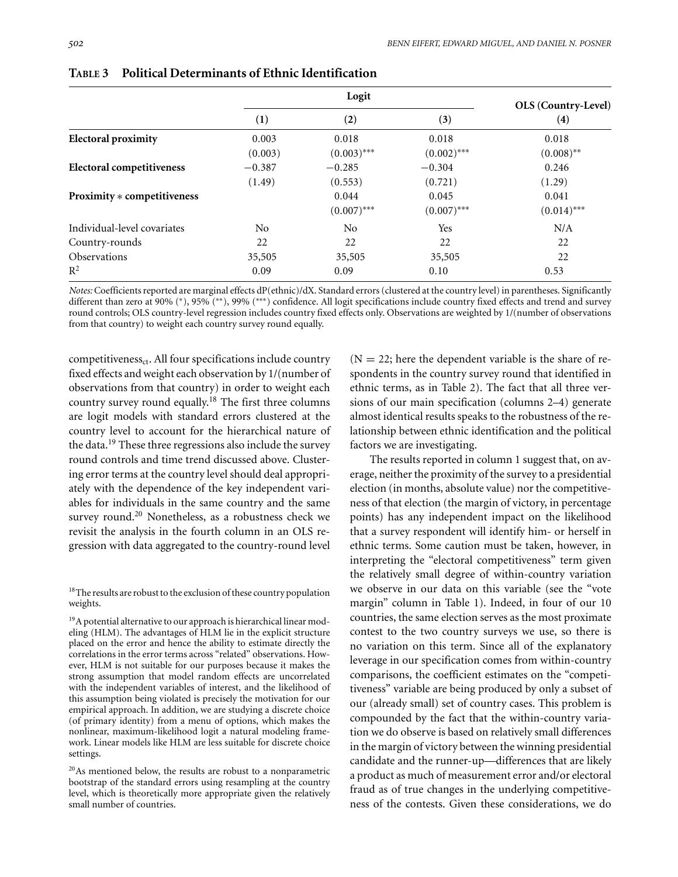**TABLE 3 Political Determinants of Ethnic Identification**

| | Logit | | | OLS (Country-Level) |
|---|---|---|---|---|
| | (1) | (2) | (3) | (4) |
| **Electoral proximity** | 0.003 | 0.018 | 0.018 | 0.018 |
| | (0.003) | (0.003)*** | (0.002)*** | (0.008)** |
| **Electoral competitiveness** | −0.387 | −0.285 | −0.304 | 0.246 |
| | (1.49) | (0.553) | (0.721) | (1.29) |
| **Proximity * competitiveness** | | 0.044 | 0.045 | 0.041 |
| | | (0.007)*** | (0.007)*** | (0.014)*** |
| Individual-level covariates | No | No | Yes | N/A |
| Country-rounds | 22 | 22 | 22 | 22 |
| Observations | 35,505 | 35,505 | 35,505 | 22 |
| $R^2$ | 0.09 | 0.09 | 0.10 | 0.53 |

*Notes:* Coefficients reported are marginal effects dP(ethnic)/dX. Standard errors (clustered at the country level) in parentheses. Significantly different than zero at 90% (*), 95% (**), 99% (***) confidence. All logit specifications include country fixed effects and trend and survey round controls; OLS country-level regression includes country fixed effects only. Observations are weighted by 1/(number of observations from that country) to weight each country survey round equally.

competitiveness$_{ct}$. All four specifications include country fixed effects and weight each observation by 1/(number of observations from that country) in order to weight each country survey round equally.[18] The first three columns are logit models with standard errors clustered at the country level to account for the hierarchical nature of the data.[19] These three regressions also include the survey round controls and time trend discussed above. Clustering error terms at the country level should deal appropriately with the dependence of the key independent variables for individuals in the same country and the same survey round.[20] Nonetheless, as a robustness check we revisit the analysis in the fourth column in an OLS regression with data aggregated to the country-round level ($N = 22$; here the dependent variable is the share of respondents in the country survey round that identified in ethnic terms, as in Table 2). The fact that all three versions of our main specification (columns 2–4) generate almost identical results speaks to the robustness of the relationship between ethnic identification and the political factors we are investigating.

The results reported in column 1 suggest that, on average, neither the proximity of the survey to a presidential election (in months, absolute value) nor the competitiveness of that election (the margin of victory, in percentage points) has any independent impact on the likelihood that a survey respondent will identify him- or herself in ethnic terms. Some caution must be taken, however, in interpreting the "electoral competitiveness" term given the relatively small degree of within-country variation we observe in our data on this variable (see the "vote margin" column in Table 1). Indeed, in four of our 10 countries, the same election serves as the most proximate contest to the two country surveys we use, so there is no variation on this term. Since all of the explanatory leverage in our specification comes from within-country comparisons, the coefficient estimates on the "competitiveness" variable are being produced by only a subset of our (already small) set of country cases. This problem is compounded by the fact that the within-country variation we do observe is based on relatively small differences in the margin of victory between the winning presidential candidate and the runner-up—differences that are likely a product as much of measurement error and/or electoral fraud as of true changes in the underlying competitiveness of the contests. Given these considerations, we do

[18] The results are robust to the exclusion of these country population weights.

[19] A potential alternative to our approach is hierarchical linear modeling (HLM). The advantages of HLM lie in the explicit structure placed on the error and hence the ability to estimate directly the correlations in the error terms across "related" observations. However, HLM is not suitable for our purposes because it makes the strong assumption that model random effects are uncorrelated with the independent variables of interest, and the likelihood of this assumption being violated is precisely the motivation for our empirical approach. In addition, we are studying a discrete choice (of primary identity) from a menu of options, which makes the nonlinear, maximum-likelihood logit a natural modeling framework. Linear models like HLM are less suitable for discrete choice settings.

[20] As mentioned below, the results are robust to a nonparametric bootstrap of the standard errors using resampling at the country level, which is theoretically more appropriate given the relatively small number of countries.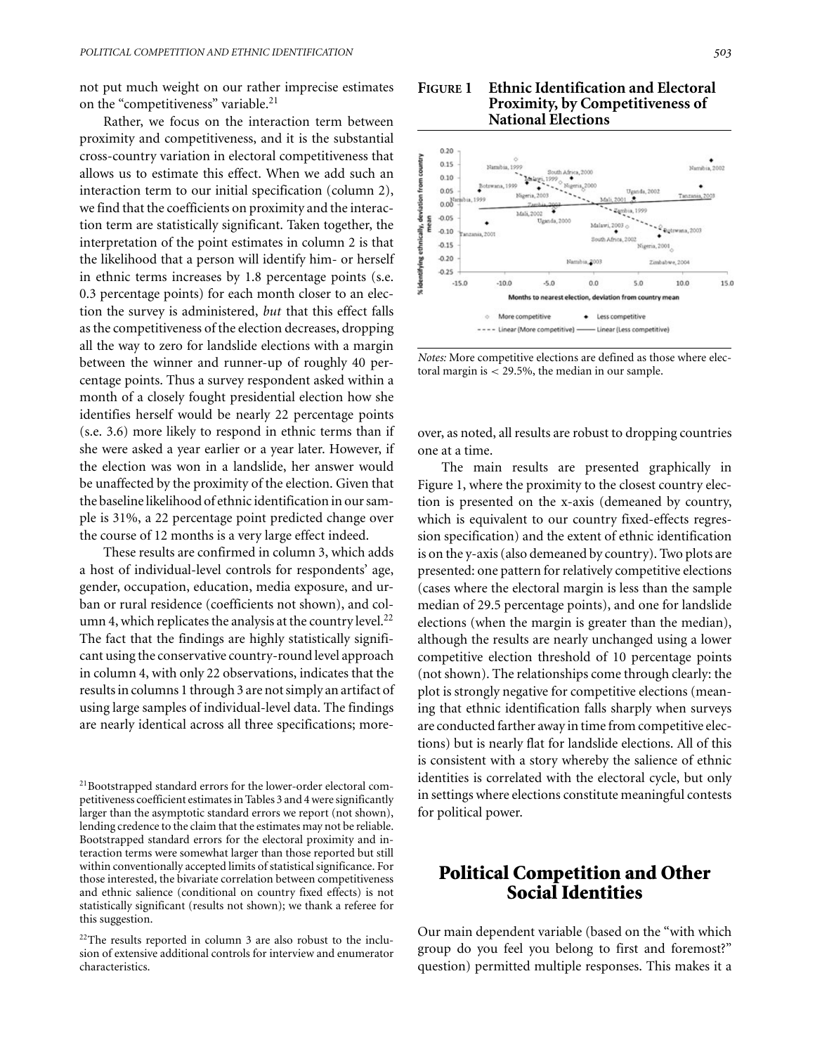not put much weight on our rather imprecise estimates on the "competitiveness" variable.[21]

Rather, we focus on the interaction term between proximity and competitiveness, and it is the substantial cross-country variation in electoral competitiveness that allows us to estimate this effect. When we add such an interaction term to our initial specification (column 2), we find that the coefficients on proximity and the interaction term are statistically significant. Taken together, the interpretation of the point estimates in column 2 is that the likelihood that a person will identify him- or herself in ethnic terms increases by 1.8 percentage points (s.e. 0.3 percentage points) for each month closer to an election the survey is administered, *but* that this effect falls as the competitiveness of the election decreases, dropping all the way to zero for landslide elections with a margin between the winner and runner-up of roughly 40 percentage points. Thus a survey respondent asked within a month of a closely fought presidential election how she identifies herself would be nearly 22 percentage points (s.e. 3.6) more likely to respond in ethnic terms than if she were asked a year earlier or a year later. However, if the election was won in a landslide, her answer would be unaffected by the proximity of the election. Given that the baseline likelihood of ethnic identification in our sample is 31%, a 22 percentage point predicted change over the course of 12 months is a very large effect indeed.

These results are confirmed in column 3, which adds a host of individual-level controls for respondents' age, gender, occupation, education, media exposure, and urban or rural residence (coefficients not shown), and column 4, which replicates the analysis at the country level.[22] The fact that the findings are highly statistically significant using the conservative country-round level approach in column 4, with only 22 observations, indicates that the results in columns 1 through 3 are not simply an artifact of using large samples of individual-level data. The findings are nearly identical across all three specifications; moreover, as noted, all results are robust to dropping countries one at a time.

**FIGURE 1 Ethnic Identification and Electoral Proximity, by Competitiveness of National Elections**

*Notes:* More competitive elections are defined as those where electoral margin is < 29.5%, the median in our sample.

The main results are presented graphically in Figure 1, where the proximity to the closest country election is presented on the x-axis (demeaned by country, which is equivalent to our country fixed-effects regression specification) and the extent of ethnic identification is on the y-axis (also demeaned by country). Two plots are presented: one pattern for relatively competitive elections (cases where the electoral margin is less than the sample median of 29.5 percentage points), and one for landslide elections (when the margin is greater than the median), although the results are nearly unchanged using a lower competitive election threshold of 10 percentage points (not shown). The relationships come through clearly: the plot is strongly negative for competitive elections (meaning that ethnic identification falls sharply when surveys are conducted farther away in time from competitive elections) but is nearly flat for landslide elections. All of this is consistent with a story whereby the salience of ethnic identities is correlated with the electoral cycle, but only in settings where elections constitute meaningful contests for political power.

## Political Competition and Other Social Identities

Our main dependent variable (based on the "with which group do you feel you belong to first and foremost?" question) permitted multiple responses. This makes it a

---

[21] Bootstrapped standard errors for the lower-order electoral competitiveness coefficient estimates in Tables 3 and 4 were significantly larger than the asymptotic standard errors we report (not shown), lending credence to the claim that the estimates may not be reliable. Bootstrapped standard errors for the electoral proximity and interaction terms were somewhat larger than those reported but still within conventionally accepted limits of statistical significance. For those interested, the bivariate correlation between competitiveness and ethnic salience (conditional on country fixed effects) is not statistically significant (results not shown); we thank a referee for this suggestion.

[22] The results reported in column 3 are also robust to the inclusion of extensive additional controls for interview and enumerator characteristics.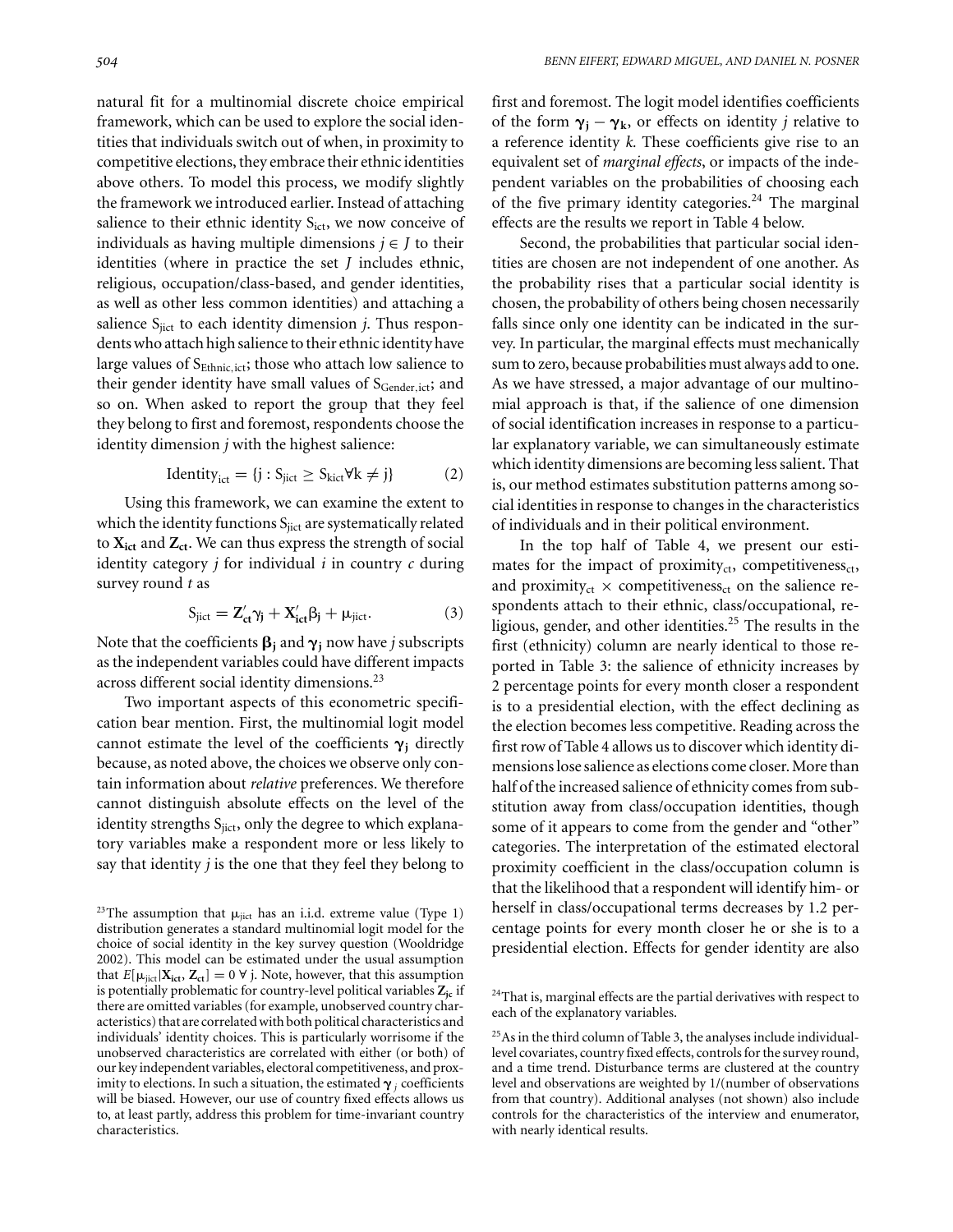natural fit for a multinomial discrete choice empirical framework, which can be used to explore the social identities that individuals switch out of when, in proximity to competitive elections, they embrace their ethnic identities above others. To model this process, we modify slightly the framework we introduced earlier. Instead of attaching salience to their ethnic identity $S_{ict}$, we now conceive of individuals as having multiple dimensions $j \in J$ to their identities (where in practice the set $J$ includes ethnic, religious, occupation/class-based, and gender identities, as well as other less common identities) and attaching a salience $S_{jict}$ to each identity dimension $j$. Thus respondents who attach high salience to their ethnic identity have large values of $S_{Ethnic,ict}$; those who attach low salience to their gender identity have small values of $S_{Gender,ict}$; and so on. When asked to report the group that they feel they belong to first and foremost, respondents choose the identity dimension $j$ with the highest salience:

$$\text{Identity}_{ict} = \{j : S_{jict} \geq S_{kict} \forall k \neq j\} \tag{2}$$

Using this framework, we can examine the extent to which the identity functions $S_{jict}$ are systematically related to $\mathbf{X_{ict}}$ and $\mathbf{Z_{ct}}$. We can thus express the strength of social identity category $j$ for individual $i$ in country $c$ during survey round $t$ as

$$S_{jict} = \mathbf{Z'_{ct}}\gamma_j + \mathbf{X'_{ict}}\beta_j + \mu_{jict}. \tag{3}$$

Note that the coefficients $\boldsymbol{\beta_j}$ and $\boldsymbol{\gamma_j}$ now have $j$ subscripts as the independent variables could have different impacts across different social identity dimensions.[23]

Two important aspects of this econometric specification bear mention. First, the multinomial logit model cannot estimate the level of the coefficients $\boldsymbol{\gamma_j}$ directly because, as noted above, the choices we observe only contain information about *relative* preferences. We therefore cannot distinguish absolute effects on the level of the identity strengths $S_{jict}$, only the degree to which explanatory variables make a respondent more or less likely to say that identity $j$ is the one that they feel they belong to first and foremost. The logit model identifies coefficients of the form $\boldsymbol{\gamma_j} - \boldsymbol{\gamma_k}$, or effects on identity $j$ relative to a reference identity $k$. These coefficients give rise to an equivalent set of *marginal effects*, or impacts of the independent variables on the probabilities of choosing each of the five primary identity categories.[24] The marginal effects are the results we report in Table 4 below.

Second, the probabilities that particular social identities are chosen are not independent of one another. As the probability rises that a particular social identity is chosen, the probability of others being chosen necessarily falls since only one identity can be indicated in the survey. In particular, the marginal effects must mechanically sum to zero, because probabilities must always add to one. As we have stressed, a major advantage of our multinomial approach is that, if the salience of one dimension of social identification increases in response to a particular explanatory variable, we can simultaneously estimate which identity dimensions are becoming less salient. That is, our method estimates substitution patterns among social identities in response to changes in the characteristics of individuals and in their political environment.

In the top half of Table 4, we present our estimates for the impact of proximity$_{ct}$, competitiveness$_{ct}$, and proximity$_{ct}$ × competitiveness$_{ct}$ on the salience respondents attach to their ethnic, class/occupational, religious, gender, and other identities.[25] The results in the first (ethnicity) column are nearly identical to those reported in Table 3: the salience of ethnicity increases by 2 percentage points for every month closer a respondent is to a presidential election, with the effect declining as the election becomes less competitive. Reading across the first row of Table 4 allows us to discover which identity dimensions lose salience as elections come closer. More than half of the increased salience of ethnicity comes from substitution away from class/occupation identities, though some of it appears to come from the gender and "other" categories. The interpretation of the estimated electoral proximity coefficient in the class/occupation column is that the likelihood that a respondent will identify him- or herself in class/occupational terms decreases by 1.2 percentage points for every month closer he or she is to a presidential election. Effects for gender identity are also

[23]The assumption that $\mu_{jict}$ has an i.i.d. extreme value (Type 1) distribution generates a standard multinomial logit model for the choice of social identity in the key survey question (Wooldridge 2002). This model can be estimated under the usual assumption that $E[\mu_{jict}|\mathbf{X_{ict}}, \mathbf{Z_{ct}}] = 0 \ \forall \ j$. Note, however, that this assumption is potentially problematic for country-level political variables $\mathbf{Z_{jc}}$ if there are omitted variables (for example, unobserved country characteristics) that are correlated with both political characteristics and individuals' identity choices. This is particularly worrisome if the unobserved characteristics are correlated with either (or both) of our key independent variables, electoral competitiveness, and proximity to elections. In such a situation, the estimated $\boldsymbol{\gamma}_j$ coefficients will be biased. However, our use of country fixed effects allows us to, at least partly, address this problem for time-invariant country characteristics.

[24]That is, marginal effects are the partial derivatives with respect to each of the explanatory variables.

[25]As in the third column of Table 3, the analyses include individual-level covariates, country fixed effects, controls for the survey round, and a time trend. Disturbance terms are clustered at the country level and observations are weighted by 1/(number of observations from that country). Additional analyses (not shown) also include controls for the characteristics of the interview and enumerator, with nearly identical results.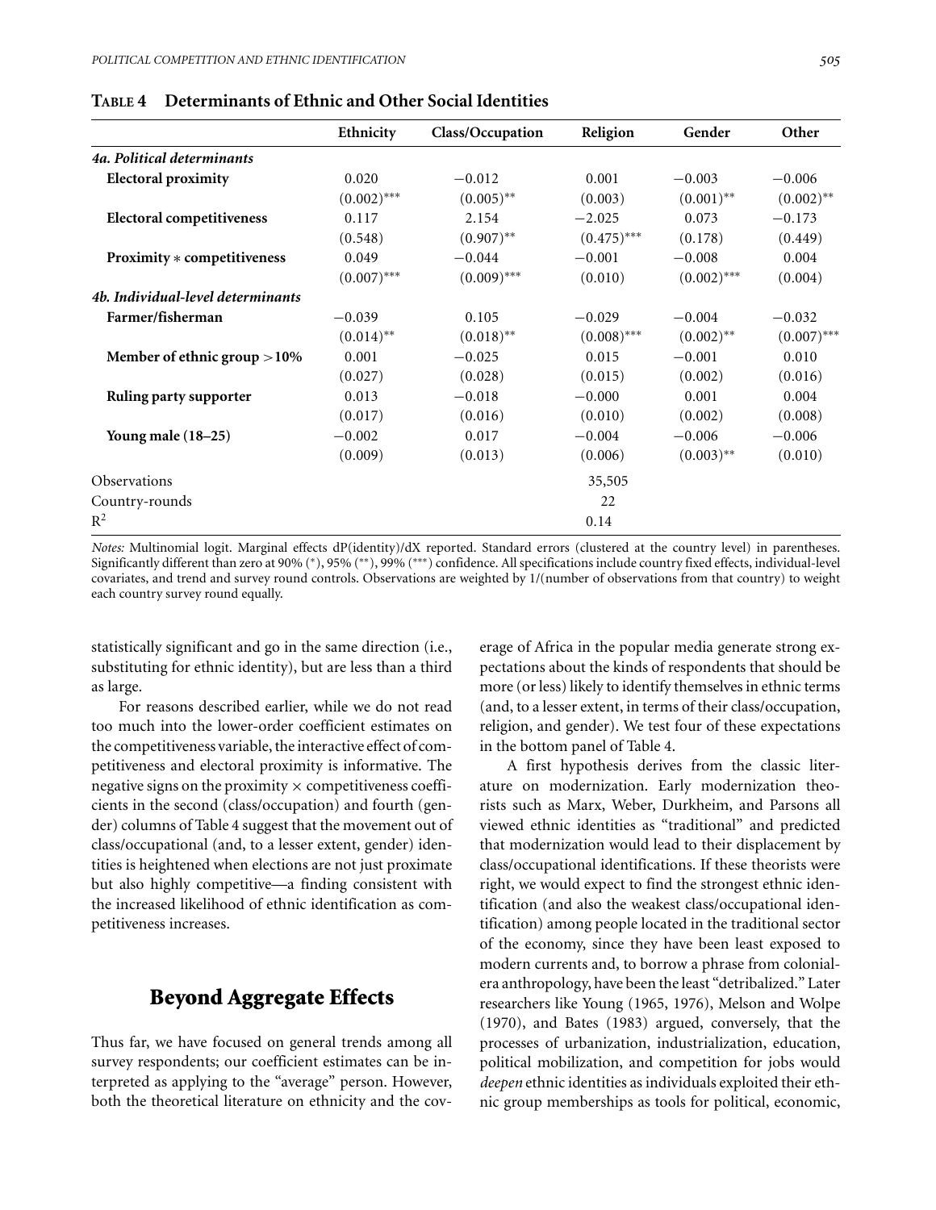**TABLE 4 Determinants of Ethnic and Other Social Identities**

| | Ethnicity | Class/Occupation | Religion | Gender | Other |
|---|---|---|---|---|---|
| ***4a. Political determinants*** | | | | | |
| **Electoral proximity** | 0.020 | −0.012 | 0.001 | −0.003 | −0.006 |
| | (0.002)*** | (0.005)** | (0.003) | (0.001)** | (0.002)** |
| **Electoral competitiveness** | 0.117 | 2.154 | −2.025 | 0.073 | −0.173 |
| | (0.548) | (0.907)** | (0.475)*** | (0.178) | (0.449) |
| **Proximity ∗ competitiveness** | 0.049 | −0.044 | −0.001 | −0.008 | 0.004 |
| | (0.007)*** | (0.009)*** | (0.010) | (0.002)*** | (0.004) |
| ***4b. Individual-level determinants*** | | | | | |
| **Farmer/fisherman** | −0.039 | 0.105 | −0.029 | −0.004 | −0.032 |
| | (0.014)** | (0.018)** | (0.008)*** | (0.002)** | (0.007)*** |
| **Member of ethnic group >10%** | 0.001 | −0.025 | 0.015 | −0.001 | 0.010 |
| | (0.027) | (0.028) | (0.015) | (0.002) | (0.016) |
| **Ruling party supporter** | 0.013 | −0.018 | −0.000 | 0.001 | 0.004 |
| | (0.017) | (0.016) | (0.010) | (0.002) | (0.008) |
| **Young male (18–25)** | −0.002 | 0.017 | −0.004 | −0.006 | −0.006 |
| | (0.009) | (0.013) | (0.006) | (0.003)** | (0.010) |
| Observations | | | 35,505 | | |
| Country-rounds | | | 22 | | |
| $R^2$ | | | 0.14 | | |

*Notes:* Multinomial logit. Marginal effects dP(identity)/dX reported. Standard errors (clustered at the country level) in parentheses. Significantly different than zero at 90% (*), 95% (**), 99% (***) confidence. All specifications include country fixed effects, individual-level covariates, and trend and survey round controls. Observations are weighted by 1/(number of observations from that country) to weight each country survey round equally.

statistically significant and go in the same direction (i.e., substituting for ethnic identity), but are less than a third as large.

For reasons described earlier, while we do not read too much into the lower-order coefficient estimates on the competitiveness variable, the interactive effect of competitiveness and electoral proximity is informative. The negative signs on the proximity × competitiveness coefficients in the second (class/occupation) and fourth (gender) columns of Table 4 suggest that the movement out of class/occupational (and, to a lesser extent, gender) identities is heightened when elections are not just proximate but also highly competitive—a finding consistent with the increased likelihood of ethnic identification as competitiveness increases.

## Beyond Aggregate Effects

Thus far, we have focused on general trends among all survey respondents; our coefficient estimates can be interpreted as applying to the "average" person. However, both the theoretical literature on ethnicity and the coverage of Africa in the popular media generate strong expectations about the kinds of respondents that should be more (or less) likely to identify themselves in ethnic terms (and, to a lesser extent, in terms of their class/occupation, religion, and gender). We test four of these expectations in the bottom panel of Table 4.

A first hypothesis derives from the classic literature on modernization. Early modernization theorists such as Marx, Weber, Durkheim, and Parsons all viewed ethnic identities as "traditional" and predicted that modernization would lead to their displacement by class/occupational identifications. If these theorists were right, we would expect to find the strongest ethnic identification (and also the weakest class/occupational identification) among people located in the traditional sector of the economy, since they have been least exposed to modern currents and, to borrow a phrase from colonial-era anthropology, have been the least "detribalized." Later researchers like Young (1965, 1976), Melson and Wolpe (1970), and Bates (1983) argued, conversely, that the processes of urbanization, industrialization, education, political mobilization, and competition for jobs would *deepen* ethnic identities as individuals exploited their ethnic group memberships as tools for political, economic,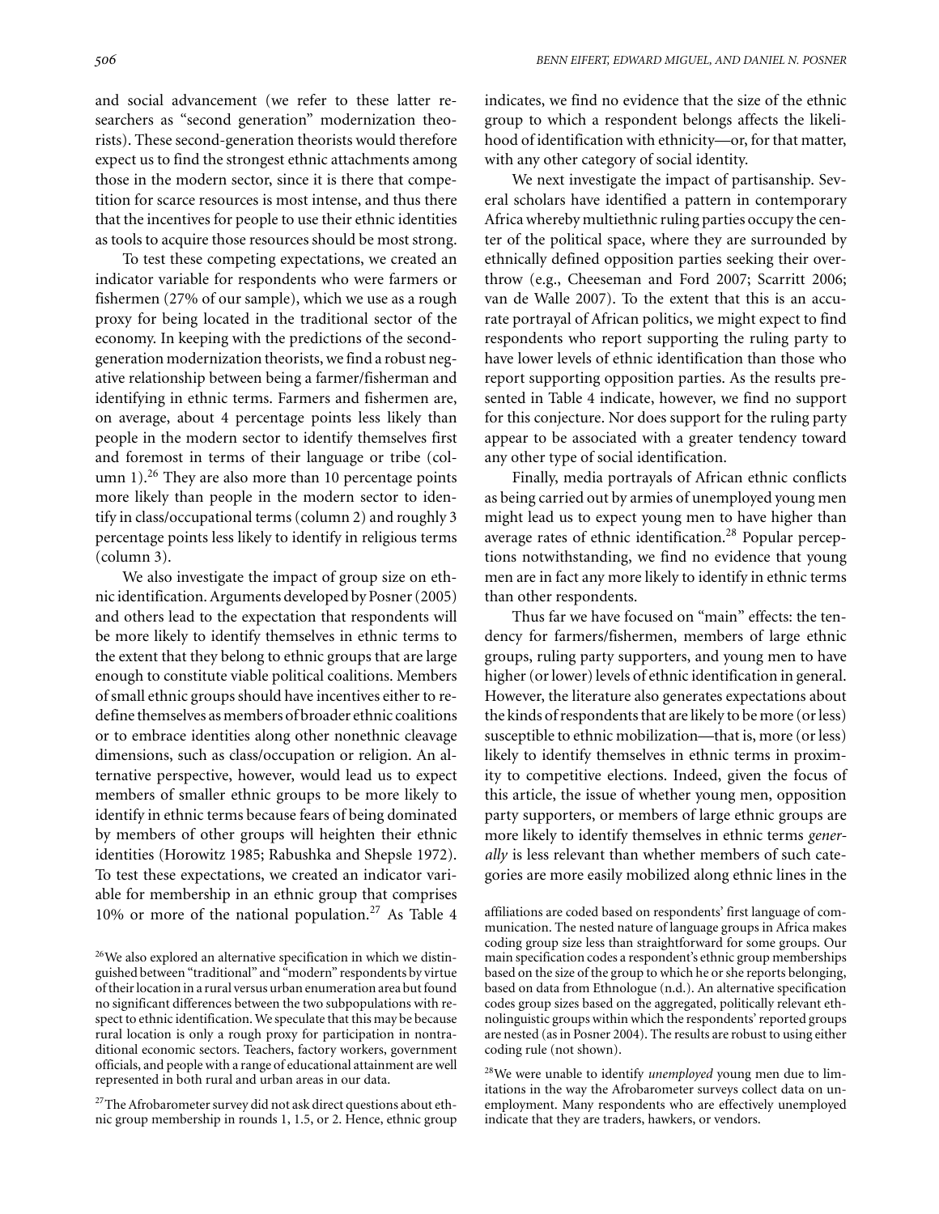and social advancement (we refer to these latter researchers as "second generation" modernization theorists). These second-generation theorists would therefore expect us to find the strongest ethnic attachments among those in the modern sector, since it is there that competition for scarce resources is most intense, and thus there that the incentives for people to use their ethnic identities as tools to acquire those resources should be most strong.

To test these competing expectations, we created an indicator variable for respondents who were farmers or fishermen (27% of our sample), which we use as a rough proxy for being located in the traditional sector of the economy. In keeping with the predictions of the second-generation modernization theorists, we find a robust negative relationship between being a farmer/fisherman and identifying in ethnic terms. Farmers and fishermen are, on average, about 4 percentage points less likely than people in the modern sector to identify themselves first and foremost in terms of their language or tribe (column 1).[26] They are also more than 10 percentage points more likely than people in the modern sector to identify in class/occupational terms (column 2) and roughly 3 percentage points less likely to identify in religious terms (column 3).

We also investigate the impact of group size on ethnic identification. Arguments developed by Posner (2005) and others lead to the expectation that respondents will be more likely to identify themselves in ethnic terms to the extent that they belong to ethnic groups that are large enough to constitute viable political coalitions. Members of small ethnic groups should have incentives either to redefine themselves as members of broader ethnic coalitions or to embrace identities along other nonethnic cleavage dimensions, such as class/occupation or religion. An alternative perspective, however, would lead us to expect members of smaller ethnic groups to be more likely to identify in ethnic terms because fears of being dominated by members of other groups will heighten their ethnic identities (Horowitz 1985; Rabushka and Shepsle 1972). To test these expectations, we created an indicator variable for membership in an ethnic group that comprises 10% or more of the national population.[27] As Table 4 indicates, we find no evidence that the size of the ethnic group to which a respondent belongs affects the likelihood of identification with ethnicity—or, for that matter, with any other category of social identity.

We next investigate the impact of partisanship. Several scholars have identified a pattern in contemporary Africa whereby multiethnic ruling parties occupy the center of the political space, where they are surrounded by ethnically defined opposition parties seeking their overthrow (e.g., Cheeseman and Ford 2007; Scarritt 2006; van de Walle 2007). To the extent that this is an accurate portrayal of African politics, we might expect to find respondents who report supporting the ruling party to have lower levels of ethnic identification than those who report supporting opposition parties. As the results presented in Table 4 indicate, however, we find no support for this conjecture. Nor does support for the ruling party appear to be associated with a greater tendency toward any other type of social identification.

Finally, media portrayals of African ethnic conflicts as being carried out by armies of unemployed young men might lead us to expect young men to have higher than average rates of ethnic identification.[28] Popular perceptions notwithstanding, we find no evidence that young men are in fact any more likely to identify in ethnic terms than other respondents.

Thus far we have focused on "main" effects: the tendency for farmers/fishermen, members of large ethnic groups, ruling party supporters, and young men to have higher (or lower) levels of ethnic identification in general. However, the literature also generates expectations about the kinds of respondents that are likely to be more (or less) susceptible to ethnic mobilization—that is, more (or less) likely to identify themselves in ethnic terms in proximity to competitive elections. Indeed, given the focus of this article, the issue of whether young men, opposition party supporters, or members of large ethnic groups are more likely to identify themselves in ethnic terms *generally* is less relevant than whether members of such categories are more easily mobilized along ethnic lines in the

[26] We also explored an alternative specification in which we distinguished between "traditional" and "modern" respondents by virtue of their location in a rural versus urban enumeration area but found no significant differences between the two subpopulations with respect to ethnic identification. We speculate that this may be because rural location is only a rough proxy for participation in nontraditional economic sectors. Teachers, factory workers, government officials, and people with a range of educational attainment are well represented in both rural and urban areas in our data.

[27] The Afrobarometer survey did not ask direct questions about ethnic group membership in rounds 1, 1.5, or 2. Hence, ethnic group affiliations are coded based on respondents' first language of communication. The nested nature of language groups in Africa makes coding group size less than straightforward for some groups. Our main specification codes a respondent's ethnic group memberships based on the size of the group to which he or she reports belonging, based on data from Ethnologue (n.d.). An alternative specification codes group sizes based on the aggregated, politically relevant ethnolinguistic groups within which the respondents' reported groups are nested (as in Posner 2004). The results are robust to using either coding rule (not shown).

[28] We were unable to identify *unemployed* young men due to limitations in the way the Afrobarometer surveys collect data on unemployment. Many respondents who are effectively unemployed indicate that they are traders, hawkers, or vendors.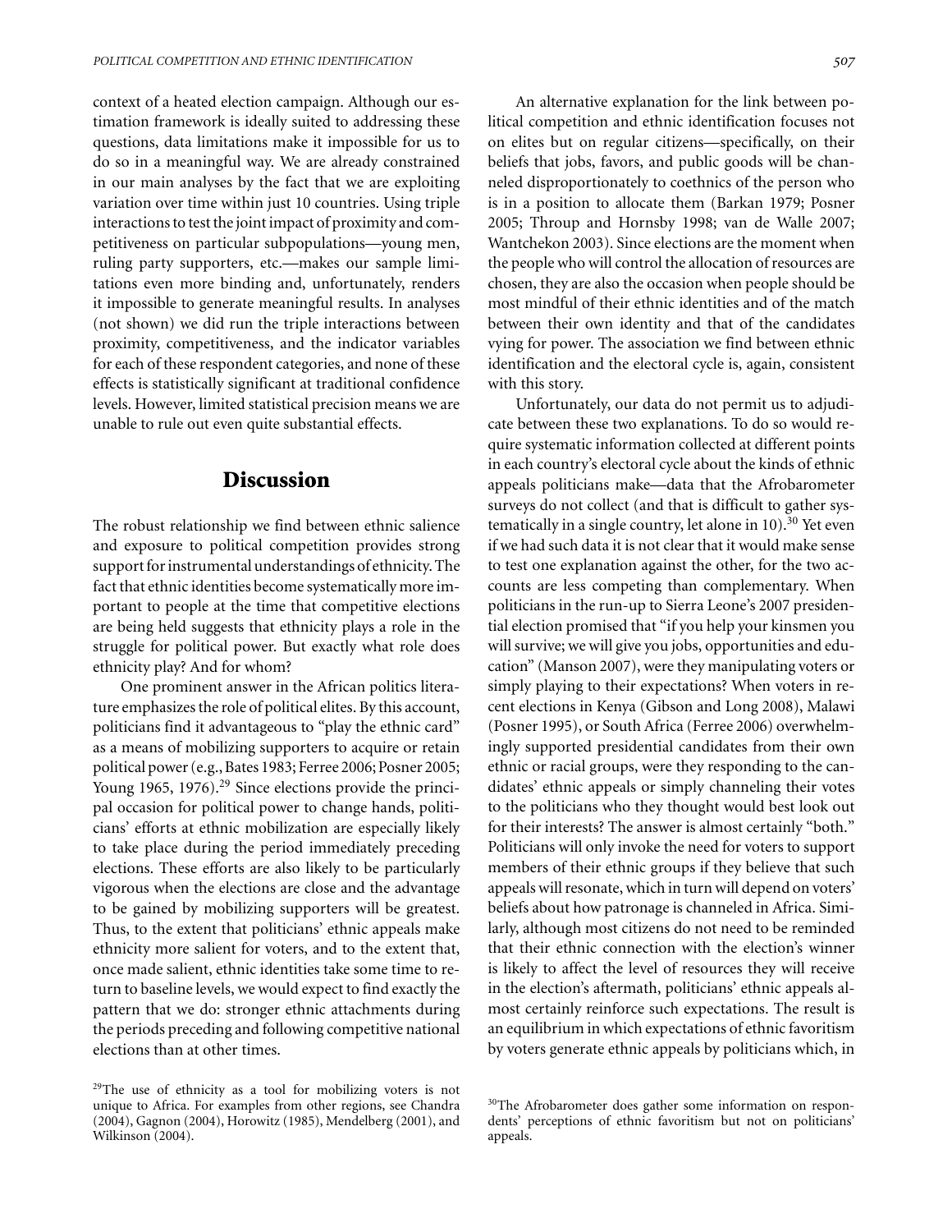context of a heated election campaign. Although our estimation framework is ideally suited to addressing these questions, data limitations make it impossible for us to do so in a meaningful way. We are already constrained in our main analyses by the fact that we are exploiting variation over time within just 10 countries. Using triple interactions to test the joint impact of proximity and competitiveness on particular subpopulations—young men, ruling party supporters, etc.—makes our sample limitations even more binding and, unfortunately, renders it impossible to generate meaningful results. In analyses (not shown) we did run the triple interactions between proximity, competitiveness, and the indicator variables for each of these respondent categories, and none of these effects is statistically significant at traditional confidence levels. However, limited statistical precision means we are unable to rule out even quite substantial effects.

## Discussion

The robust relationship we find between ethnic salience and exposure to political competition provides strong support for instrumental understandings of ethnicity. The fact that ethnic identities become systematically more important to people at the time that competitive elections are being held suggests that ethnicity plays a role in the struggle for political power. But exactly what role does ethnicity play? And for whom?

One prominent answer in the African politics literature emphasizes the role of political elites. By this account, politicians find it advantageous to "play the ethnic card" as a means of mobilizing supporters to acquire or retain political power (e.g., Bates 1983; Ferree 2006; Posner 2005; Young 1965, 1976).[29] Since elections provide the principal occasion for political power to change hands, politicians' efforts at ethnic mobilization are especially likely to take place during the period immediately preceding elections. These efforts are also likely to be particularly vigorous when the elections are close and the advantage to be gained by mobilizing supporters will be greatest. Thus, to the extent that politicians' ethnic appeals make ethnicity more salient for voters, and to the extent that, once made salient, ethnic identities take some time to return to baseline levels, we would expect to find exactly the pattern that we do: stronger ethnic attachments during the periods preceding and following competitive national elections than at other times.

An alternative explanation for the link between political competition and ethnic identification focuses not on elites but on regular citizens—specifically, on their beliefs that jobs, favors, and public goods will be channeled disproportionately to coethnics of the person who is in a position to allocate them (Barkan 1979; Posner 2005; Throup and Hornsby 1998; van de Walle 2007; Wantchekon 2003). Since elections are the moment when the people who will control the allocation of resources are chosen, they are also the occasion when people should be most mindful of their ethnic identities and of the match between their own identity and that of the candidates vying for power. The association we find between ethnic identification and the electoral cycle is, again, consistent with this story.

Unfortunately, our data do not permit us to adjudicate between these two explanations. To do so would require systematic information collected at different points in each country's electoral cycle about the kinds of ethnic appeals politicians make—data that the Afrobarometer surveys do not collect (and that is difficult to gather systematically in a single country, let alone in 10).[30] Yet even if we had such data it is not clear that it would make sense to test one explanation against the other, for the two accounts are less competing than complementary. When politicians in the run-up to Sierra Leone's 2007 presidential election promised that "if you help your kinsmen you will survive; we will give you jobs, opportunities and education" (Manson 2007), were they manipulating voters or simply playing to their expectations? When voters in recent elections in Kenya (Gibson and Long 2008), Malawi (Posner 1995), or South Africa (Ferree 2006) overwhelmingly supported presidential candidates from their own ethnic or racial groups, were they responding to the candidates' ethnic appeals or simply channeling their votes to the politicians who they thought would best look out for their interests? The answer is almost certainly "both." Politicians will only invoke the need for voters to support members of their ethnic groups if they believe that such appeals will resonate, which in turn will depend on voters' beliefs about how patronage is channeled in Africa. Similarly, although most citizens do not need to be reminded that their ethnic connection with the election's winner is likely to affect the level of resources they will receive in the election's aftermath, politicians' ethnic appeals almost certainly reinforce such expectations. The result is an equilibrium in which expectations of ethnic favoritism by voters generate ethnic appeals by politicians which, in

[29]The use of ethnicity as a tool for mobilizing voters is not unique to Africa. For examples from other regions, see Chandra (2004), Gagnon (2004), Horowitz (1985), Mendelberg (2001), and Wilkinson (2004).

[30]The Afrobarometer does gather some information on respondents' perceptions of ethnic favoritism but not on politicians' appeals.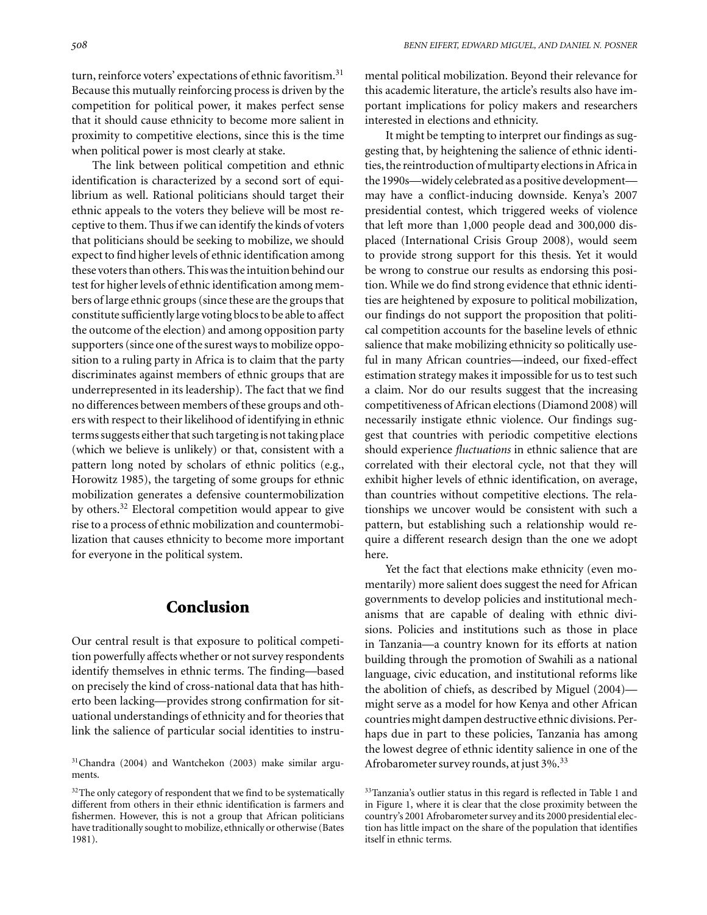turn, reinforce voters' expectations of ethnic favoritism.[31] Because this mutually reinforcing process is driven by the competition for political power, it makes perfect sense that it should cause ethnicity to become more salient in proximity to competitive elections, since this is the time when political power is most clearly at stake.

The link between political competition and ethnic identification is characterized by a second sort of equilibrium as well. Rational politicians should target their ethnic appeals to the voters they believe will be most receptive to them. Thus if we can identify the kinds of voters that politicians should be seeking to mobilize, we should expect to find higher levels of ethnic identification among these voters than others. This was the intuition behind our test for higher levels of ethnic identification among members of large ethnic groups (since these are the groups that constitute sufficiently large voting blocs to be able to affect the outcome of the election) and among opposition party supporters (since one of the surest ways to mobilize opposition to a ruling party in Africa is to claim that the party discriminates against members of ethnic groups that are underrepresented in its leadership). The fact that we find no differences between members of these groups and others with respect to their likelihood of identifying in ethnic terms suggests either that such targeting is not taking place (which we believe is unlikely) or that, consistent with a pattern long noted by scholars of ethnic politics (e.g., Horowitz 1985), the targeting of some groups for ethnic mobilization generates a defensive countermobilization by others.[32] Electoral competition would appear to give rise to a process of ethnic mobilization and countermobilization that causes ethnicity to become more important for everyone in the political system.

## Conclusion

Our central result is that exposure to political competition powerfully affects whether or not survey respondents identify themselves in ethnic terms. The finding—based on precisely the kind of cross-national data that has hitherto been lacking—provides strong confirmation for situational understandings of ethnicity and for theories that link the salience of particular social identities to instrumental political mobilization. Beyond their relevance for this academic literature, the article's results also have important implications for policy makers and researchers interested in elections and ethnicity.

It might be tempting to interpret our findings as suggesting that, by heightening the salience of ethnic identities, the reintroduction of multiparty elections in Africa in the 1990s—widely celebrated as a positive development—may have a conflict-inducing downside. Kenya's 2007 presidential contest, which triggered weeks of violence that left more than 1,000 people dead and 300,000 displaced (International Crisis Group 2008), would seem to provide strong support for this thesis. Yet it would be wrong to construe our results as endorsing this position. While we do find strong evidence that ethnic identities are heightened by exposure to political mobilization, our findings do not support the proposition that political competition accounts for the baseline levels of ethnic salience that make mobilizing ethnicity so politically useful in many African countries—indeed, our fixed-effect estimation strategy makes it impossible for us to test such a claim. Nor do our results suggest that the increasing competitiveness of African elections (Diamond 2008) will necessarily instigate ethnic violence. Our findings suggest that countries with periodic competitive elections should experience *fluctuations* in ethnic salience that are correlated with their electoral cycle, not that they will exhibit higher levels of ethnic identification, on average, than countries without competitive elections. The relationships we uncover would be consistent with such a pattern, but establishing such a relationship would require a different research design than the one we adopt here.

Yet the fact that elections make ethnicity (even momentarily) more salient does suggest the need for African governments to develop policies and institutional mechanisms that are capable of dealing with ethnic divisions. Policies and institutions such as those in place in Tanzania—a country known for its efforts at nation building through the promotion of Swahili as a national language, civic education, and institutional reforms like the abolition of chiefs, as described by Miguel (2004)—might serve as a model for how Kenya and other African countries might dampen destructive ethnic divisions. Perhaps due in part to these policies, Tanzania has among the lowest degree of ethnic identity salience in one of the Afrobarometer survey rounds, at just 3%.[33]

[31] Chandra (2004) and Wantchekon (2003) make similar arguments.

[32] The only category of respondent that we find to be systematically different from others in their ethnic identification is farmers and fishermen. However, this is not a group that African politicians have traditionally sought to mobilize, ethnically or otherwise (Bates 1981).

[33] Tanzania's outlier status in this regard is reflected in Table 1 and in Figure 1, where it is clear that the close proximity between the country's 2001 Afrobarometer survey and its 2000 presidential election has little impact on the share of the population that identifies itself in ethnic terms.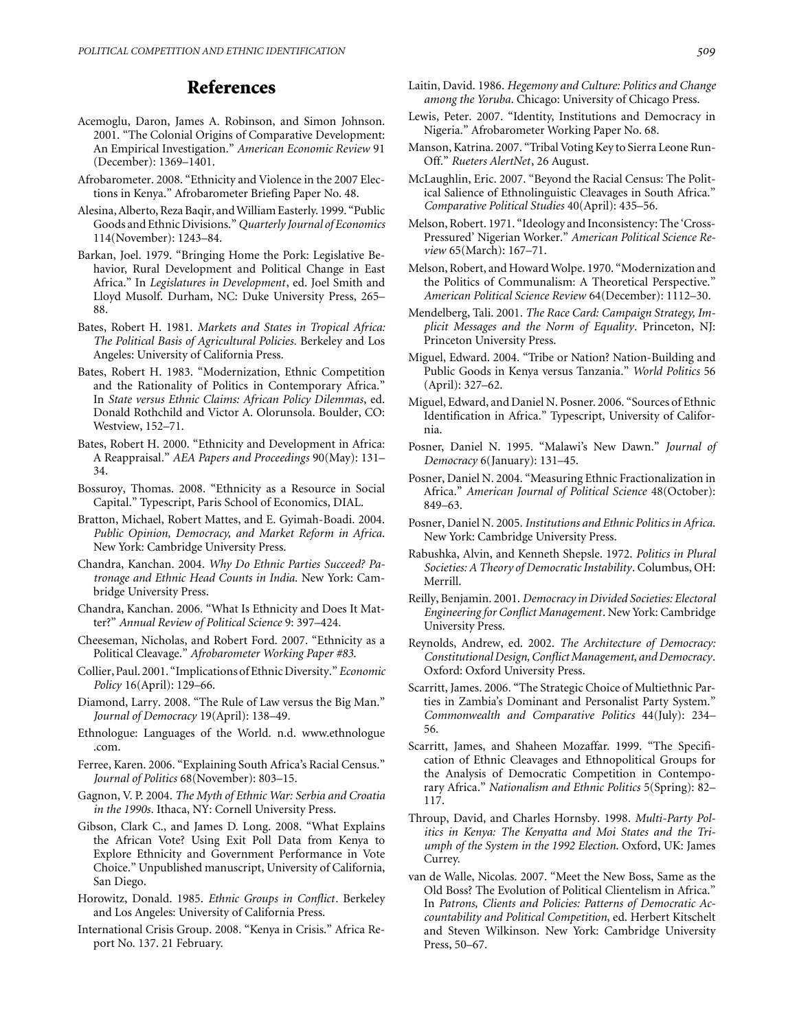# References

Acemoglu, Daron, James A. Robinson, and Simon Johnson. 2001. "The Colonial Origins of Comparative Development: An Empirical Investigation." *American Economic Review* 91 (December): 1369–1401.

Afrobarometer. 2008. "Ethnicity and Violence in the 2007 Elections in Kenya." Afrobarometer Briefing Paper No. 48.

Alesina, Alberto, Reza Baqir, and William Easterly. 1999. "Public Goods and Ethnic Divisions." *Quarterly Journal of Economics* 114(November): 1243–84.

Barkan, Joel. 1979. "Bringing Home the Pork: Legislative Behavior, Rural Development and Political Change in East Africa." In *Legislatures in Development*, ed. Joel Smith and Lloyd Musolf. Durham, NC: Duke University Press, 265–88.

Bates, Robert H. 1981. *Markets and States in Tropical Africa: The Political Basis of Agricultural Policies*. Berkeley and Los Angeles: University of California Press.

Bates, Robert H. 1983. "Modernization, Ethnic Competition and the Rationality of Politics in Contemporary Africa." In *State versus Ethnic Claims: African Policy Dilemmas*, ed. Donald Rothchild and Victor A. Olorunsola. Boulder, CO: Westview, 152–71.

Bates, Robert H. 2000. "Ethnicity and Development in Africa: A Reappraisal." *AEA Papers and Proceedings* 90(May): 131–34.

Bossuroy, Thomas. 2008. "Ethnicity as a Resource in Social Capital." Typescript, Paris School of Economics, DIAL.

Bratton, Michael, Robert Mattes, and E. Gyimah-Boadi. 2004. *Public Opinion, Democracy, and Market Reform in Africa*. New York: Cambridge University Press.

Chandra, Kanchan. 2004. *Why Do Ethnic Parties Succeed? Patronage and Ethnic Head Counts in India*. New York: Cambridge University Press.

Chandra, Kanchan. 2006. "What Is Ethnicity and Does It Matter?" *Annual Review of Political Science* 9: 397–424.

Cheeseman, Nicholas, and Robert Ford. 2007. "Ethnicity as a Political Cleavage." *Afrobarometer Working Paper #83.*

Collier, Paul. 2001. "Implications of Ethnic Diversity." *Economic Policy* 16(April): 129–66.

Diamond, Larry. 2008. "The Rule of Law versus the Big Man." *Journal of Democracy* 19(April): 138–49.

Ethnologue: Languages of the World. n.d. www.ethnologue.com.

Ferree, Karen. 2006. "Explaining South Africa's Racial Census." *Journal of Politics* 68(November): 803–15.

Gagnon, V. P. 2004. *The Myth of Ethnic War: Serbia and Croatia in the 1990s*. Ithaca, NY: Cornell University Press.

Gibson, Clark C., and James D. Long. 2008. "What Explains the African Vote? Using Exit Poll Data from Kenya to Explore Ethnicity and Government Performance in Vote Choice." Unpublished manuscript, University of California, San Diego.

Horowitz, Donald. 1985. *Ethnic Groups in Conflict*. Berkeley and Los Angeles: University of California Press.

International Crisis Group. 2008. "Kenya in Crisis." Africa Report No. 137. 21 February.

Laitin, David. 1986. *Hegemony and Culture: Politics and Change among the Yoruba*. Chicago: University of Chicago Press.

Lewis, Peter. 2007. "Identity, Institutions and Democracy in Nigeria." Afrobarometer Working Paper No. 68.

Manson, Katrina. 2007. "Tribal Voting Key to Sierra Leone Run-Off." *Rueters AlertNet*, 26 August.

McLaughlin, Eric. 2007. "Beyond the Racial Census: The Political Salience of Ethnolinguistic Cleavages in South Africa." *Comparative Political Studies* 40(April): 435–56.

Melson, Robert. 1971. "Ideology and Inconsistency: The 'Cross-Pressured' Nigerian Worker." *American Political Science Review* 65(March): 167–71.

Melson, Robert, and Howard Wolpe. 1970. "Modernization and the Politics of Communalism: A Theoretical Perspective." *American Political Science Review* 64(December): 1112–30.

Mendelberg, Tali. 2001. *The Race Card: Campaign Strategy, Implicit Messages and the Norm of Equality*. Princeton, NJ: Princeton University Press.

Miguel, Edward. 2004. "Tribe or Nation? Nation-Building and Public Goods in Kenya versus Tanzania." *World Politics* 56 (April): 327–62.

Miguel, Edward, and Daniel N. Posner. 2006. "Sources of Ethnic Identification in Africa." Typescript, University of California.

Posner, Daniel N. 1995. "Malawi's New Dawn." *Journal of Democracy* 6(January): 131–45.

Posner, Daniel N. 2004. "Measuring Ethnic Fractionalization in Africa." *American Journal of Political Science* 48(October): 849–63.

Posner, Daniel N. 2005. *Institutions and Ethnic Politics in Africa*. New York: Cambridge University Press.

Rabushka, Alvin, and Kenneth Shepsle. 1972. *Politics in Plural Societies: A Theory of Democratic Instability*. Columbus, OH: Merrill.

Reilly, Benjamin. 2001. *Democracy in Divided Societies: Electoral Engineering for Conflict Management*. New York: Cambridge University Press.

Reynolds, Andrew, ed. 2002. *The Architecture of Democracy: Constitutional Design, Conflict Management, and Democracy*. Oxford: Oxford University Press.

Scarritt, James. 2006. "The Strategic Choice of Multiethnic Parties in Zambia's Dominant and Personalist Party System." *Commonwealth and Comparative Politics* 44(July): 234–56.

Scarritt, James, and Shaheen Mozaffar. 1999. "The Specification of Ethnic Cleavages and Ethnopolitical Groups for the Analysis of Democratic Competition in Contemporary Africa." *Nationalism and Ethnic Politics* 5(Spring): 82–117.

Throup, David, and Charles Hornsby. 1998. *Multi-Party Politics in Kenya: The Kenyatta and Moi States and the Triumph of the System in the 1992 Election*. Oxford, UK: James Currey.

van de Walle, Nicolas. 2007. "Meet the New Boss, Same as the Old Boss? The Evolution of Political Clientelism in Africa." In *Patrons, Clients and Policies: Patterns of Democratic Accountability and Political Competition*, ed. Herbert Kitschelt and Steven Wilkinson. New York: Cambridge University Press, 50–67.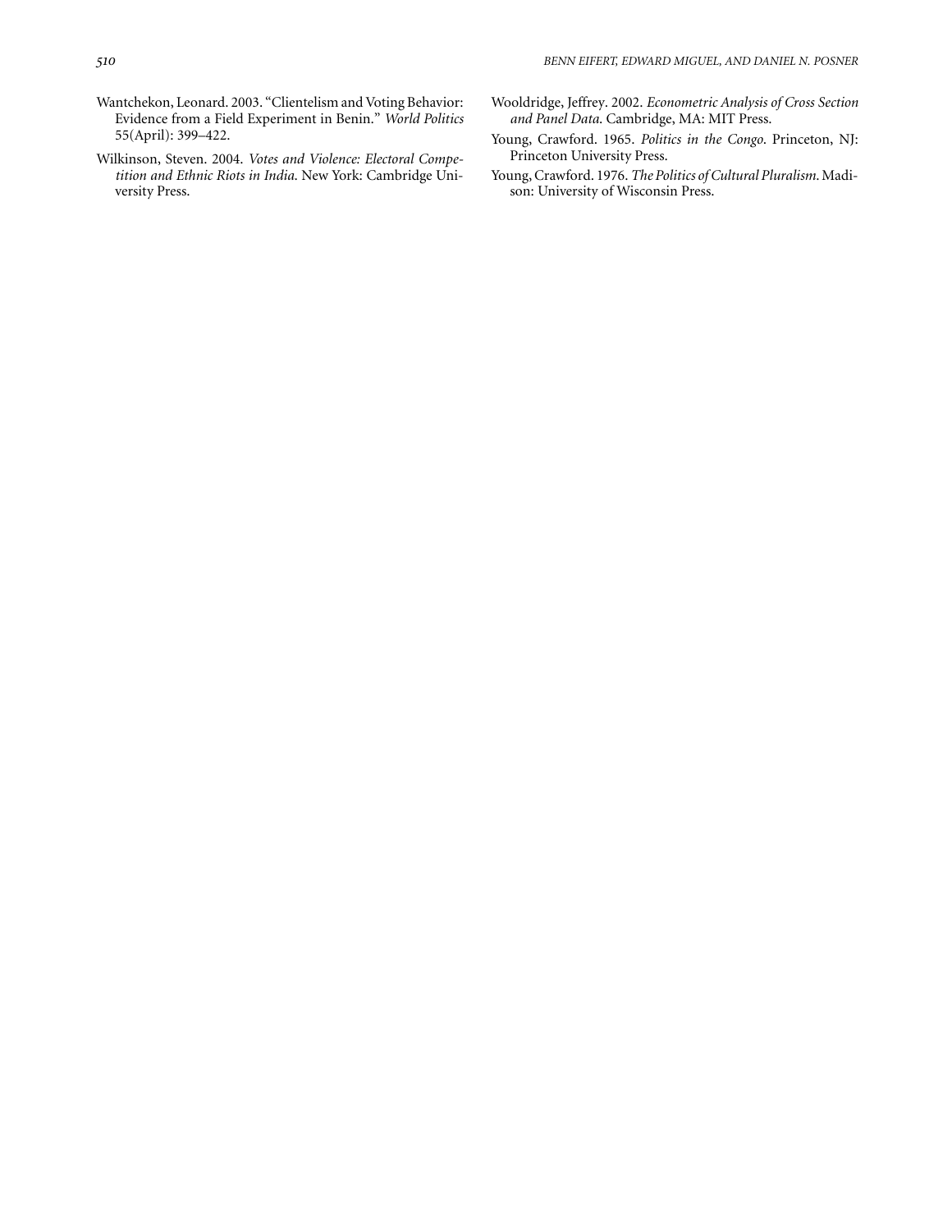Wantchekon, Leonard. 2003. "Clientelism and Voting Behavior: Evidence from a Field Experiment in Benin." *World Politics* 55(April): 399–422.

Wilkinson, Steven. 2004. *Votes and Violence: Electoral Competition and Ethnic Riots in India*. New York: Cambridge University Press.

Wooldridge, Jeffrey. 2002. *Econometric Analysis of Cross Section and Panel Data*. Cambridge, MA: MIT Press.

Young, Crawford. 1965. *Politics in the Congo*. Princeton, NJ: Princeton University Press.

Young, Crawford. 1976. *The Politics of Cultural Pluralism*. Madison: University of Wisconsin Press.